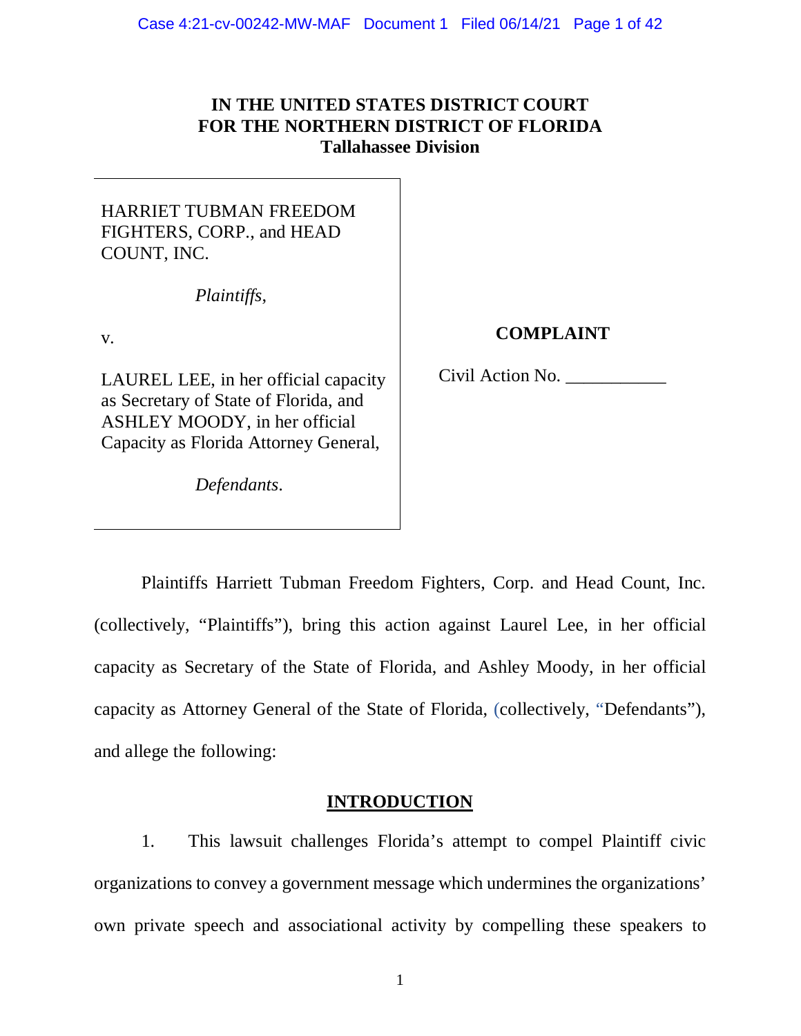# IN THE UNITED STATES DISTRICT COURT FOR THE NORTHERN DISTRICT OF FLORIDA
## Tallahassee Division

HARRIET TUBMAN FREEDOM FIGHTERS, CORP., and HEAD COUNT, INC.

*Plaintiffs*,

v.

LAUREL LEE, in her official capacity as Secretary of State of Florida, and ASHLEY MOODY, in her official Capacity as Florida Attorney General,

*Defendants*.

**COMPLAINT**

Civil Action No. ___________

Plaintiffs Harriett Tubman Freedom Fighters, Corp. and Head Count, Inc. (collectively, "Plaintiffs"), bring this action against Laurel Lee, in her official capacity as Secretary of the State of Florida, and Ashley Moody, in her official capacity as Attorney General of the State of Florida, (collectively, "Defendants"), and allege the following:

## INTRODUCTION

1. This lawsuit challenges Florida's attempt to compel Plaintiff civic organizations to convey a government message which undermines the organizations' own private speech and associational activity by compelling these speakers to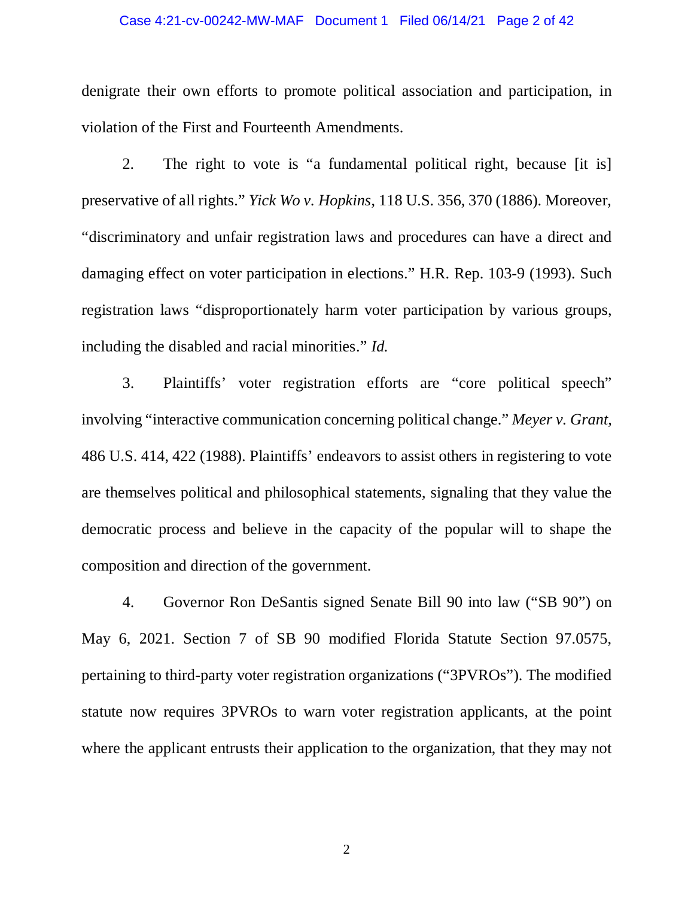denigrate their own efforts to promote political association and participation, in violation of the First and Fourteenth Amendments.

2. The right to vote is "a fundamental political right, because [it is] preservative of all rights." *Yick Wo v. Hopkins*, 118 U.S. 356, 370 (1886). Moreover, "discriminatory and unfair registration laws and procedures can have a direct and damaging effect on voter participation in elections." H.R. Rep. 103-9 (1993). Such registration laws "disproportionately harm voter participation by various groups, including the disabled and racial minorities." *Id.*

3. Plaintiffs' voter registration efforts are "core political speech" involving "interactive communication concerning political change." *Meyer v. Grant*, 486 U.S. 414, 422 (1988). Plaintiffs' endeavors to assist others in registering to vote are themselves political and philosophical statements, signaling that they value the democratic process and believe in the capacity of the popular will to shape the composition and direction of the government.

4. Governor Ron DeSantis signed Senate Bill 90 into law ("SB 90") on May 6, 2021. Section 7 of SB 90 modified Florida Statute Section 97.0575, pertaining to third-party voter registration organizations ("3PVROs"). The modified statute now requires 3PVROs to warn voter registration applicants, at the point where the applicant entrusts their application to the organization, that they may not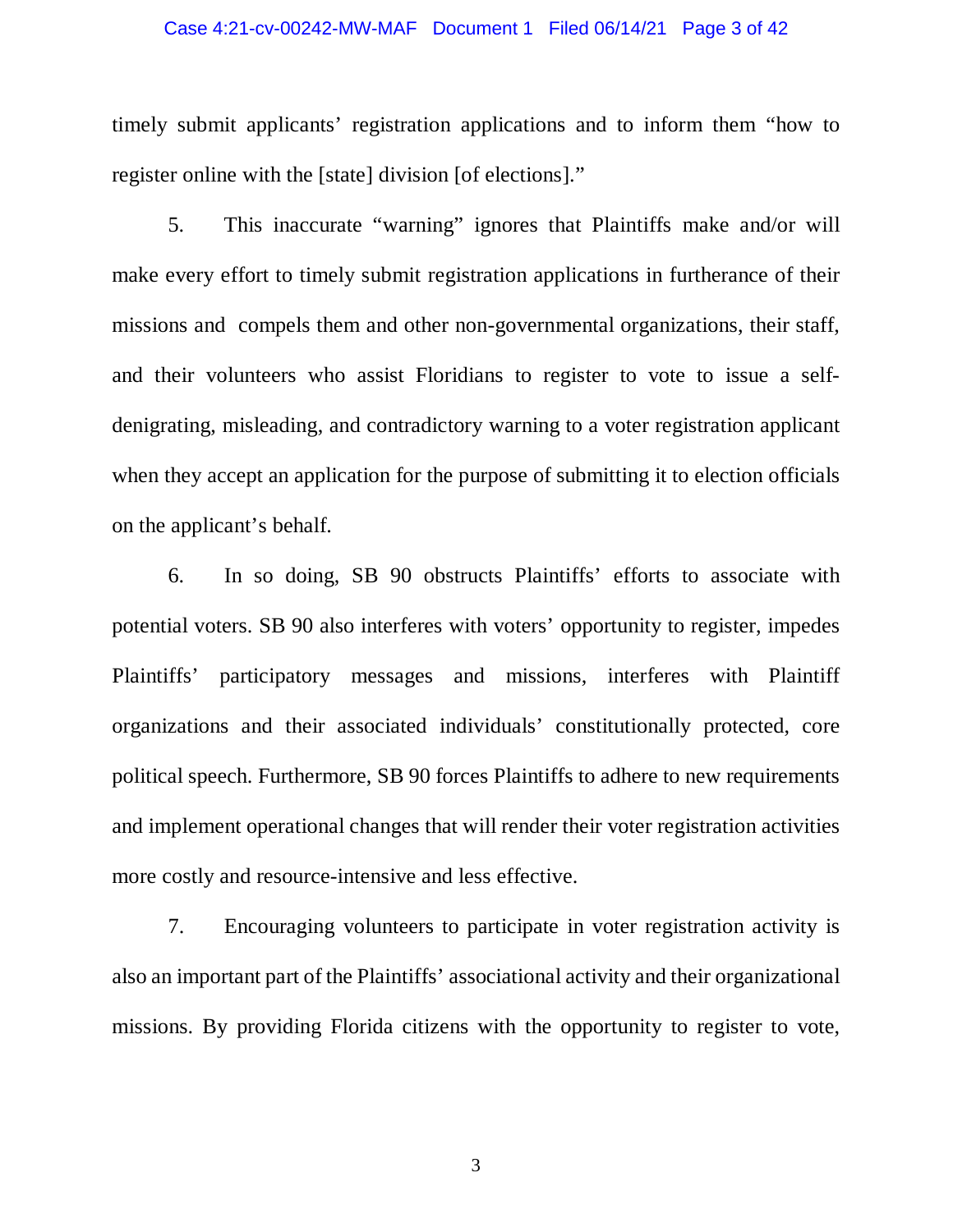timely submit applicants' registration applications and to inform them "how to register online with the [state] division [of elections]."

5. This inaccurate "warning" ignores that Plaintiffs make and/or will make every effort to timely submit registration applications in furtherance of their missions and compels them and other non-governmental organizations, their staff, and their volunteers who assist Floridians to register to vote to issue a self-denigrating, misleading, and contradictory warning to a voter registration applicant when they accept an application for the purpose of submitting it to election officials on the applicant's behalf.

6. In so doing, SB 90 obstructs Plaintiffs' efforts to associate with potential voters. SB 90 also interferes with voters' opportunity to register, impedes Plaintiffs' participatory messages and missions, interferes with Plaintiff organizations and their associated individuals' constitutionally protected, core political speech. Furthermore, SB 90 forces Plaintiffs to adhere to new requirements and implement operational changes that will render their voter registration activities more costly and resource-intensive and less effective.

7. Encouraging volunteers to participate in voter registration activity is also an important part of the Plaintiffs' associational activity and their organizational missions. By providing Florida citizens with the opportunity to register to vote,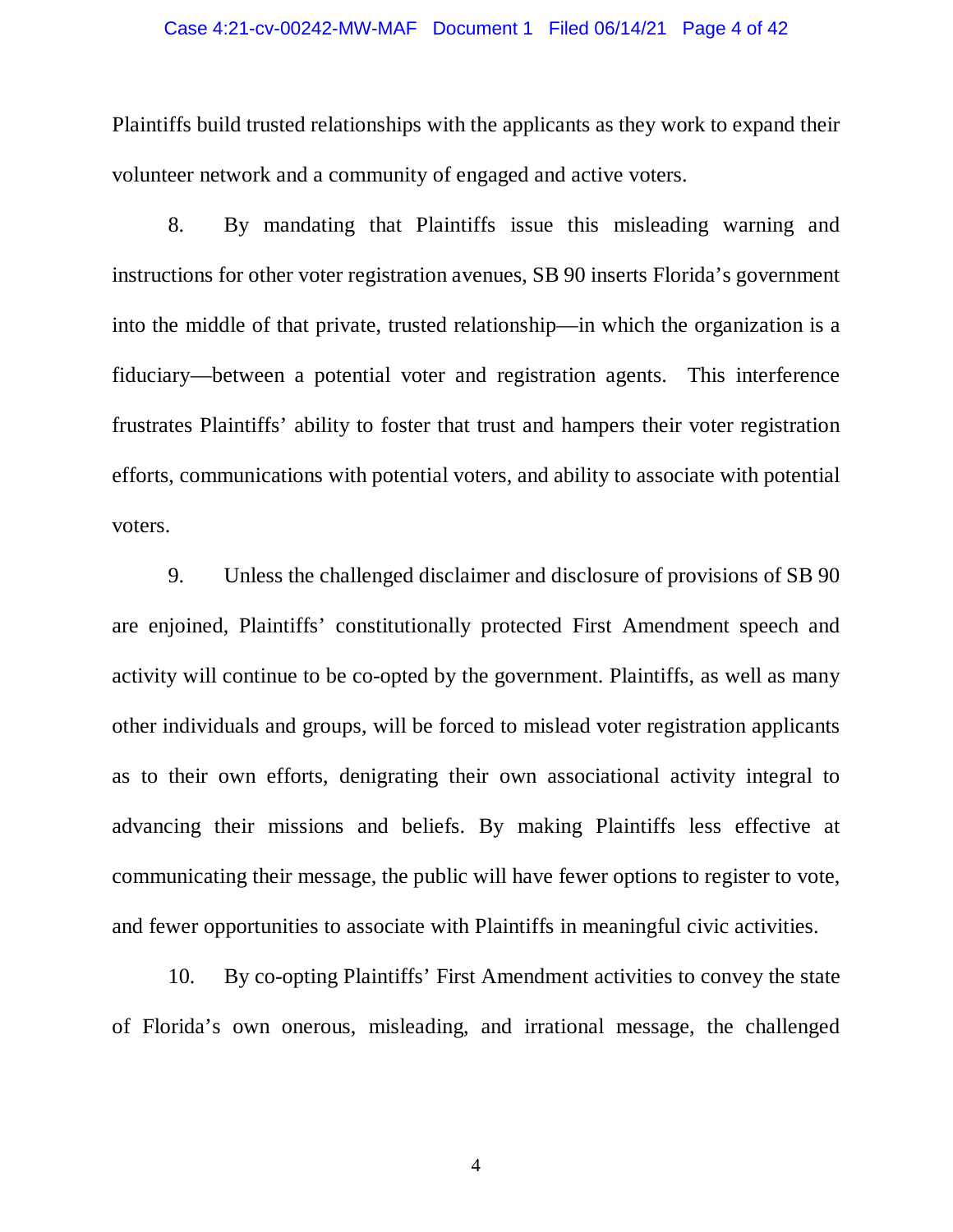Plaintiffs build trusted relationships with the applicants as they work to expand their volunteer network and a community of engaged and active voters.

8. By mandating that Plaintiffs issue this misleading warning and instructions for other voter registration avenues, SB 90 inserts Florida's government into the middle of that private, trusted relationship—in which the organization is a fiduciary—between a potential voter and registration agents. This interference frustrates Plaintiffs' ability to foster that trust and hampers their voter registration efforts, communications with potential voters, and ability to associate with potential voters.

9. Unless the challenged disclaimer and disclosure of provisions of SB 90 are enjoined, Plaintiffs' constitutionally protected First Amendment speech and activity will continue to be co-opted by the government. Plaintiffs, as well as many other individuals and groups, will be forced to mislead voter registration applicants as to their own efforts, denigrating their own associational activity integral to advancing their missions and beliefs. By making Plaintiffs less effective at communicating their message, the public will have fewer options to register to vote, and fewer opportunities to associate with Plaintiffs in meaningful civic activities.

10. By co-opting Plaintiffs' First Amendment activities to convey the state of Florida's own onerous, misleading, and irrational message, the challenged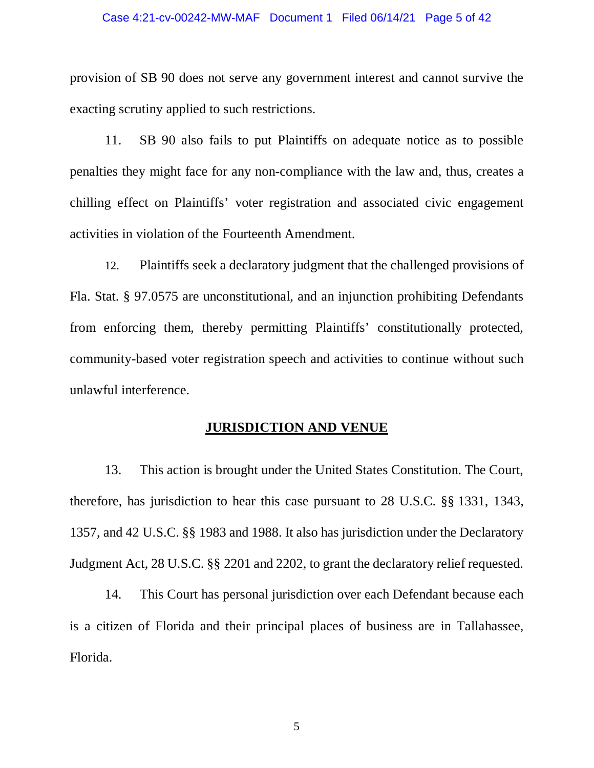provision of SB 90 does not serve any government interest and cannot survive the exacting scrutiny applied to such restrictions.

11. SB 90 also fails to put Plaintiffs on adequate notice as to possible penalties they might face for any non-compliance with the law and, thus, creates a chilling effect on Plaintiffs' voter registration and associated civic engagement activities in violation of the Fourteenth Amendment.

12. Plaintiffs seek a declaratory judgment that the challenged provisions of Fla. Stat. § 97.0575 are unconstitutional, and an injunction prohibiting Defendants from enforcing them, thereby permitting Plaintiffs' constitutionally protected, community-based voter registration speech and activities to continue without such unlawful interference.

## JURISDICTION AND VENUE

13. This action is brought under the United States Constitution. The Court, therefore, has jurisdiction to hear this case pursuant to 28 U.S.C. §§ 1331, 1343, 1357, and 42 U.S.C. §§ 1983 and 1988. It also has jurisdiction under the Declaratory Judgment Act, 28 U.S.C. §§ 2201 and 2202, to grant the declaratory relief requested.

14. This Court has personal jurisdiction over each Defendant because each is a citizen of Florida and their principal places of business are in Tallahassee, Florida.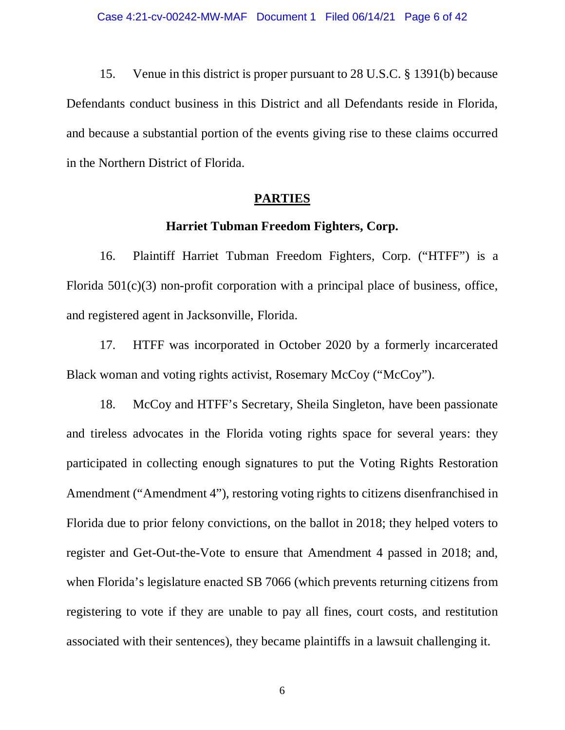15. Venue in this district is proper pursuant to 28 U.S.C. § 1391(b) because Defendants conduct business in this District and all Defendants reside in Florida, and because a substantial portion of the events giving rise to these claims occurred in the Northern District of Florida.

## PARTIES

### Harriet Tubman Freedom Fighters, Corp.

16. Plaintiff Harriet Tubman Freedom Fighters, Corp. ("HTFF") is a Florida 501(c)(3) non-profit corporation with a principal place of business, office, and registered agent in Jacksonville, Florida.

17. HTFF was incorporated in October 2020 by a formerly incarcerated Black woman and voting rights activist, Rosemary McCoy ("McCoy").

18. McCoy and HTFF's Secretary, Sheila Singleton, have been passionate and tireless advocates in the Florida voting rights space for several years: they participated in collecting enough signatures to put the Voting Rights Restoration Amendment ("Amendment 4"), restoring voting rights to citizens disenfranchised in Florida due to prior felony convictions, on the ballot in 2018; they helped voters to register and Get-Out-the-Vote to ensure that Amendment 4 passed in 2018; and, when Florida's legislature enacted SB 7066 (which prevents returning citizens from registering to vote if they are unable to pay all fines, court costs, and restitution associated with their sentences), they became plaintiffs in a lawsuit challenging it.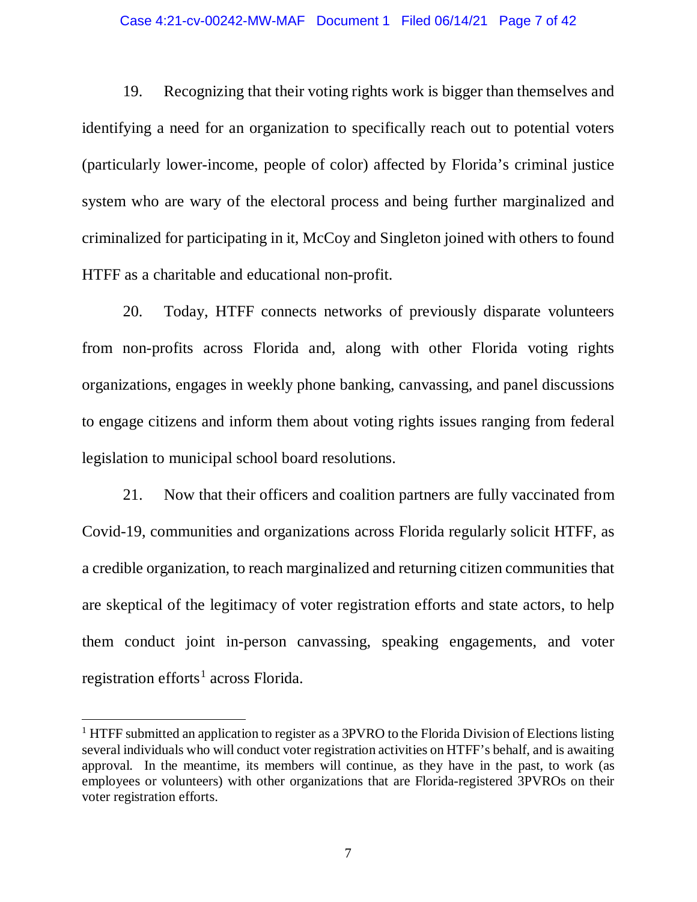19. Recognizing that their voting rights work is bigger than themselves and identifying a need for an organization to specifically reach out to potential voters (particularly lower-income, people of color) affected by Florida's criminal justice system who are wary of the electoral process and being further marginalized and criminalized for participating in it, McCoy and Singleton joined with others to found HTFF as a charitable and educational non-profit.

20. Today, HTFF connects networks of previously disparate volunteers from non-profits across Florida and, along with other Florida voting rights organizations, engages in weekly phone banking, canvassing, and panel discussions to engage citizens and inform them about voting rights issues ranging from federal legislation to municipal school board resolutions.

21. Now that their officers and coalition partners are fully vaccinated from Covid-19, communities and organizations across Florida regularly solicit HTFF, as a credible organization, to reach marginalized and returning citizen communities that are skeptical of the legitimacy of voter registration efforts and state actors, to help them conduct joint in-person canvassing, speaking engagements, and voter registration efforts[1] across Florida.

[1] HTFF submitted an application to register as a 3PVRO to the Florida Division of Elections listing several individuals who will conduct voter registration activities on HTFF's behalf, and is awaiting approval. In the meantime, its members will continue, as they have in the past, to work (as employees or volunteers) with other organizations that are Florida-registered 3PVROs on their voter registration efforts.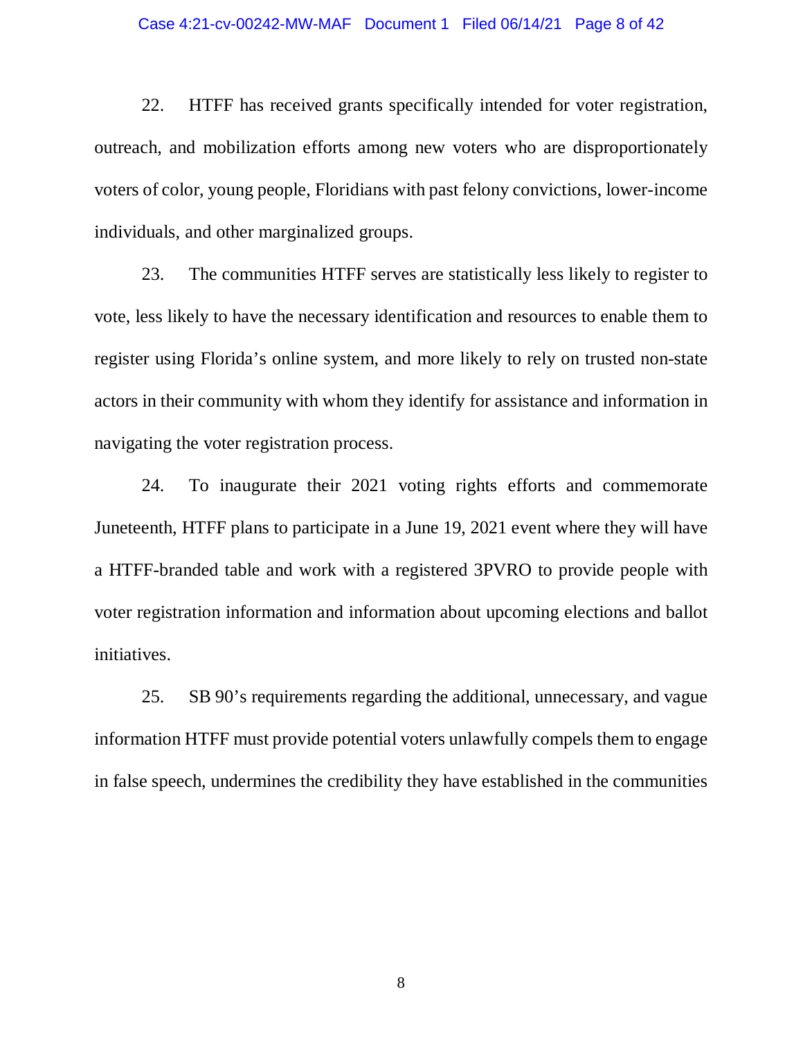22. HTFF has received grants specifically intended for voter registration, outreach, and mobilization efforts among new voters who are disproportionately voters of color, young people, Floridians with past felony convictions, lower-income individuals, and other marginalized groups.

23. The communities HTFF serves are statistically less likely to register to vote, less likely to have the necessary identification and resources to enable them to register using Florida's online system, and more likely to rely on trusted non-state actors in their community with whom they identify for assistance and information in navigating the voter registration process.

24. To inaugurate their 2021 voting rights efforts and commemorate Juneteenth, HTFF plans to participate in a June 19, 2021 event where they will have a HTFF-branded table and work with a registered 3PVRO to provide people with voter registration information and information about upcoming elections and ballot initiatives.

25. SB 90's requirements regarding the additional, unnecessary, and vague information HTFF must provide potential voters unlawfully compels them to engage in false speech, undermines the credibility they have established in the communities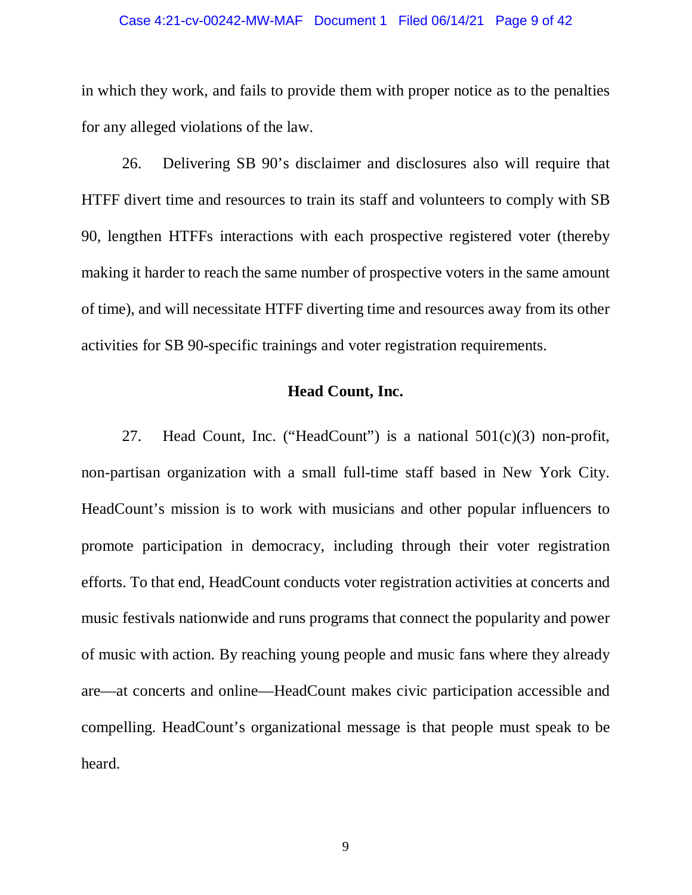in which they work, and fails to provide them with proper notice as to the penalties for any alleged violations of the law.

26. Delivering SB 90's disclaimer and disclosures also will require that HTFF divert time and resources to train its staff and volunteers to comply with SB 90, lengthen HTFFs interactions with each prospective registered voter (thereby making it harder to reach the same number of prospective voters in the same amount of time), and will necessitate HTFF diverting time and resources away from its other activities for SB 90-specific trainings and voter registration requirements.

**Head Count, Inc.**

27. Head Count, Inc. ("HeadCount") is a national 501(c)(3) non-profit, non-partisan organization with a small full-time staff based in New York City. HeadCount's mission is to work with musicians and other popular influencers to promote participation in democracy, including through their voter registration efforts. To that end, HeadCount conducts voter registration activities at concerts and music festivals nationwide and runs programs that connect the popularity and power of music with action. By reaching young people and music fans where they already are—at concerts and online—HeadCount makes civic participation accessible and compelling. HeadCount's organizational message is that people must speak to be heard.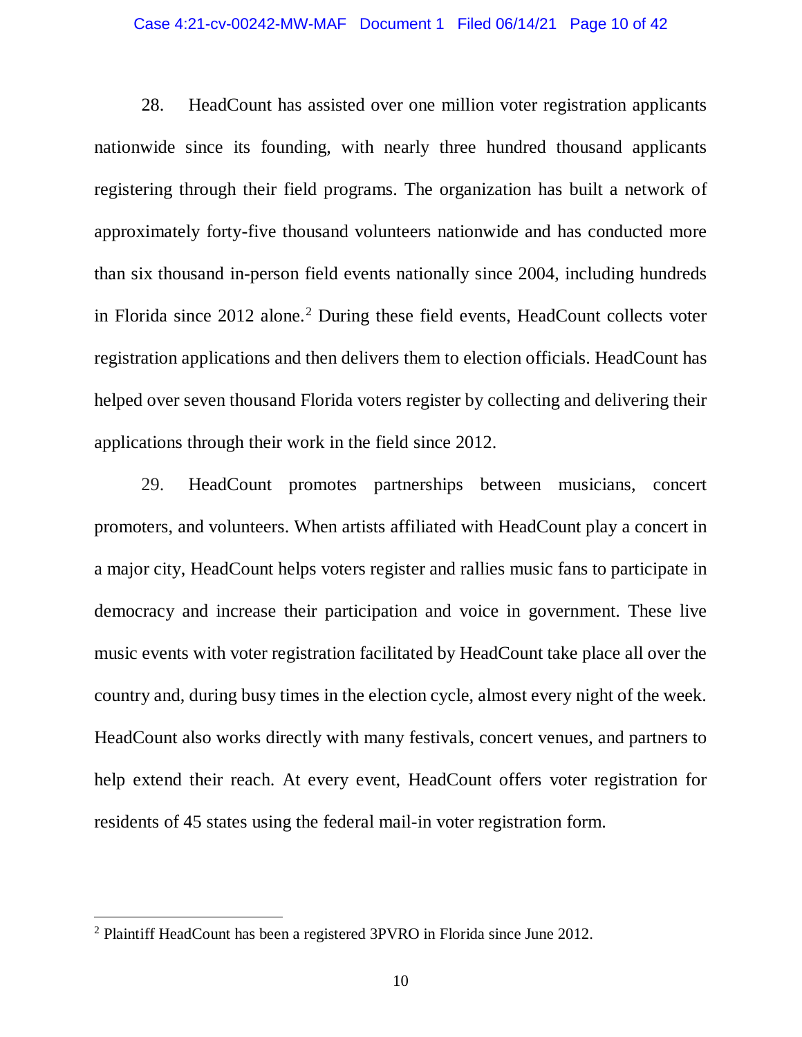28. HeadCount has assisted over one million voter registration applicants nationwide since its founding, with nearly three hundred thousand applicants registering through their field programs. The organization has built a network of approximately forty-five thousand volunteers nationwide and has conducted more than six thousand in-person field events nationally since 2004, including hundreds in Florida since 2012 alone.[2] During these field events, HeadCount collects voter registration applications and then delivers them to election officials. HeadCount has helped over seven thousand Florida voters register by collecting and delivering their applications through their work in the field since 2012.

29. HeadCount promotes partnerships between musicians, concert promoters, and volunteers. When artists affiliated with HeadCount play a concert in a major city, HeadCount helps voters register and rallies music fans to participate in democracy and increase their participation and voice in government. These live music events with voter registration facilitated by HeadCount take place all over the country and, during busy times in the election cycle, almost every night of the week. HeadCount also works directly with many festivals, concert venues, and partners to help extend their reach. At every event, HeadCount offers voter registration for residents of 45 states using the federal mail-in voter registration form.

[2] Plaintiff HeadCount has been a registered 3PVRO in Florida since June 2012.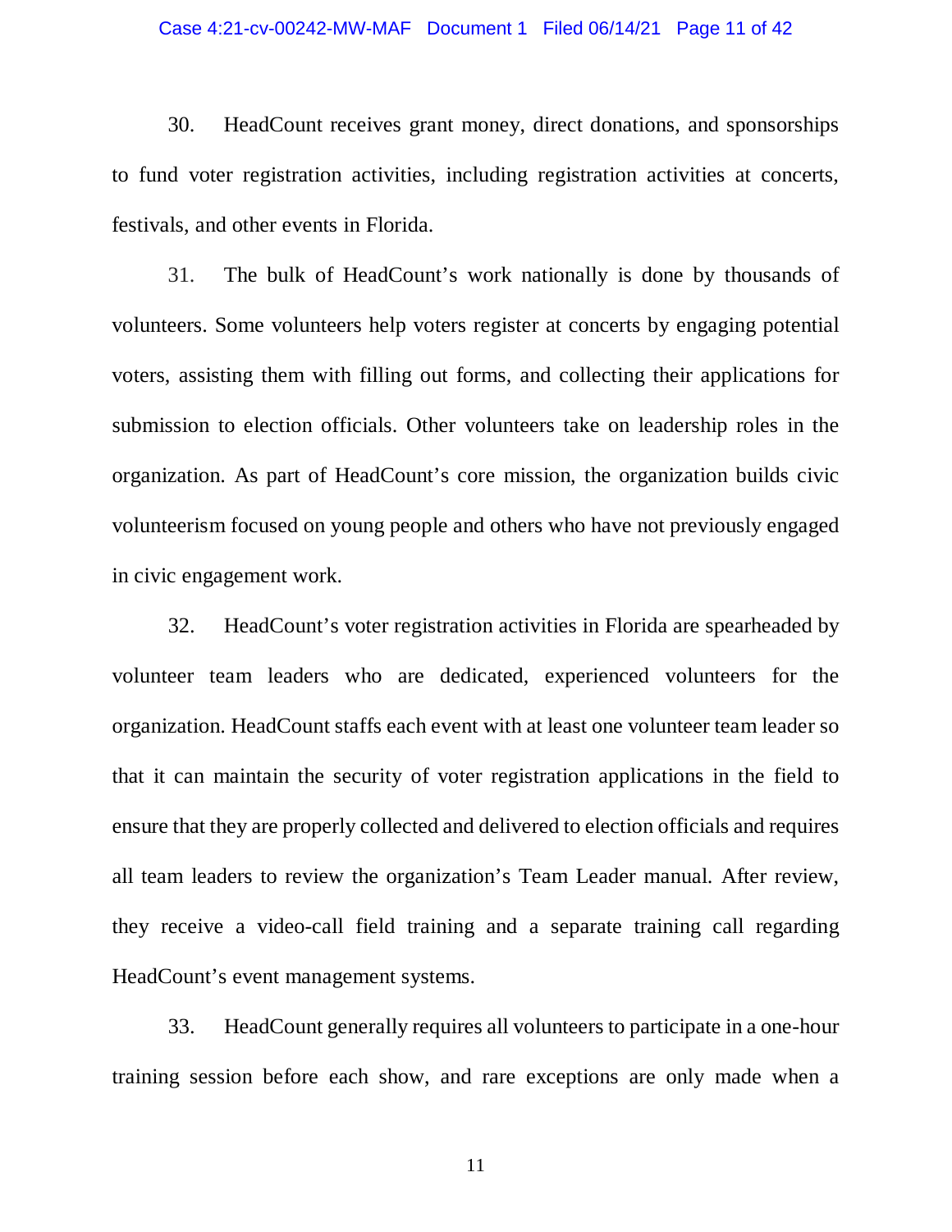30. HeadCount receives grant money, direct donations, and sponsorships to fund voter registration activities, including registration activities at concerts, festivals, and other events in Florida.

31. The bulk of HeadCount's work nationally is done by thousands of volunteers. Some volunteers help voters register at concerts by engaging potential voters, assisting them with filling out forms, and collecting their applications for submission to election officials. Other volunteers take on leadership roles in the organization. As part of HeadCount's core mission, the organization builds civic volunteerism focused on young people and others who have not previously engaged in civic engagement work.

32. HeadCount's voter registration activities in Florida are spearheaded by volunteer team leaders who are dedicated, experienced volunteers for the organization. HeadCount staffs each event with at least one volunteer team leader so that it can maintain the security of voter registration applications in the field to ensure that they are properly collected and delivered to election officials and requires all team leaders to review the organization's Team Leader manual. After review, they receive a video-call field training and a separate training call regarding HeadCount's event management systems.

33. HeadCount generally requires all volunteers to participate in a one-hour training session before each show, and rare exceptions are only made when a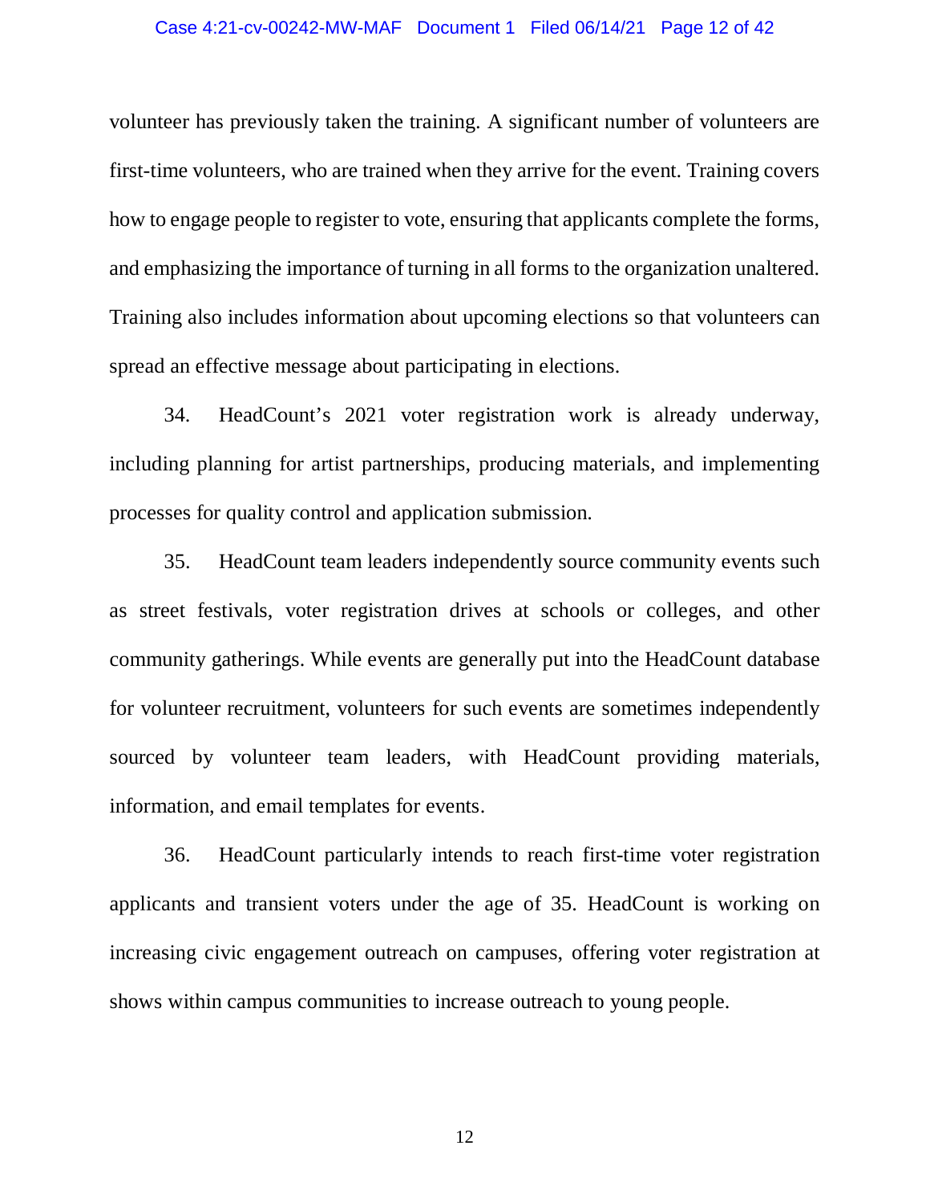volunteer has previously taken the training. A significant number of volunteers are first-time volunteers, who are trained when they arrive for the event. Training covers how to engage people to register to vote, ensuring that applicants complete the forms, and emphasizing the importance of turning in all forms to the organization unaltered. Training also includes information about upcoming elections so that volunteers can spread an effective message about participating in elections.

34. HeadCount's 2021 voter registration work is already underway, including planning for artist partnerships, producing materials, and implementing processes for quality control and application submission.

35. HeadCount team leaders independently source community events such as street festivals, voter registration drives at schools or colleges, and other community gatherings. While events are generally put into the HeadCount database for volunteer recruitment, volunteers for such events are sometimes independently sourced by volunteer team leaders, with HeadCount providing materials, information, and email templates for events.

36. HeadCount particularly intends to reach first-time voter registration applicants and transient voters under the age of 35. HeadCount is working on increasing civic engagement outreach on campuses, offering voter registration at shows within campus communities to increase outreach to young people.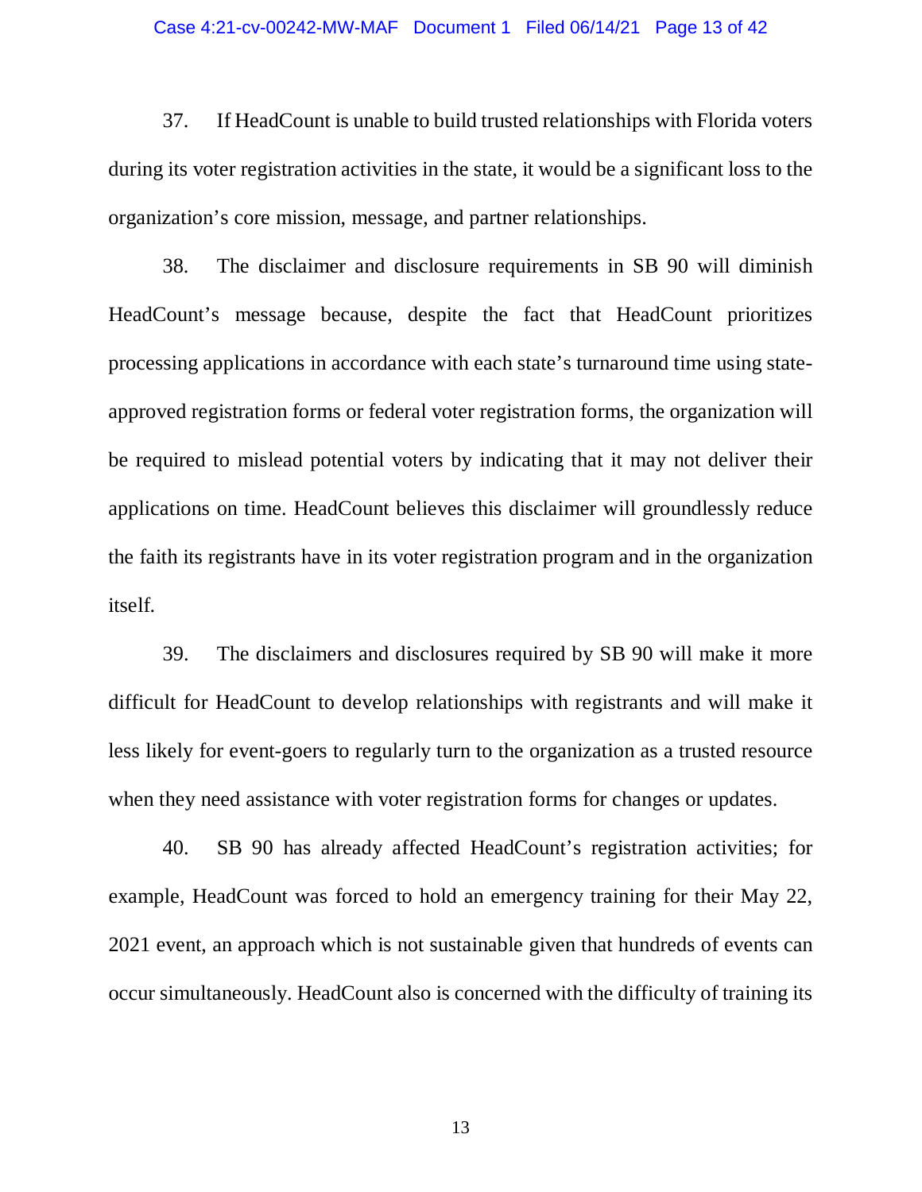37. If HeadCount is unable to build trusted relationships with Florida voters during its voter registration activities in the state, it would be a significant loss to the organization's core mission, message, and partner relationships.

38. The disclaimer and disclosure requirements in SB 90 will diminish HeadCount's message because, despite the fact that HeadCount prioritizes processing applications in accordance with each state's turnaround time using state-approved registration forms or federal voter registration forms, the organization will be required to mislead potential voters by indicating that it may not deliver their applications on time. HeadCount believes this disclaimer will groundlessly reduce the faith its registrants have in its voter registration program and in the organization itself.

39. The disclaimers and disclosures required by SB 90 will make it more difficult for HeadCount to develop relationships with registrants and will make it less likely for event-goers to regularly turn to the organization as a trusted resource when they need assistance with voter registration forms for changes or updates.

40. SB 90 has already affected HeadCount's registration activities; for example, HeadCount was forced to hold an emergency training for their May 22, 2021 event, an approach which is not sustainable given that hundreds of events can occur simultaneously. HeadCount also is concerned with the difficulty of training its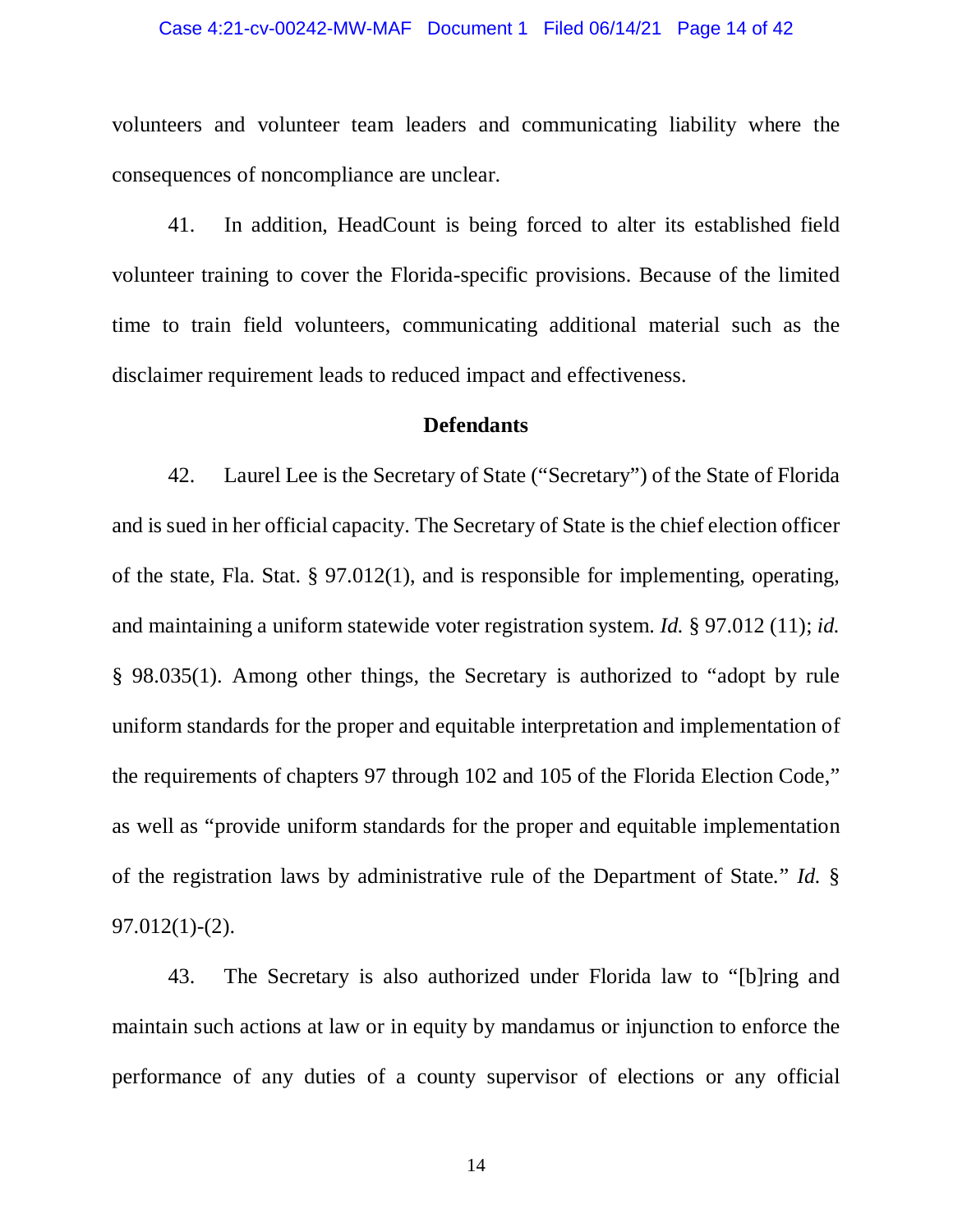volunteers and volunteer team leaders and communicating liability where the consequences of noncompliance are unclear.

41. In addition, HeadCount is being forced to alter its established field volunteer training to cover the Florida-specific provisions. Because of the limited time to train field volunteers, communicating additional material such as the disclaimer requirement leads to reduced impact and effectiveness.

**Defendants**

42. Laurel Lee is the Secretary of State ("Secretary") of the State of Florida and is sued in her official capacity. The Secretary of State is the chief election officer of the state, Fla. Stat. § 97.012(1), and is responsible for implementing, operating, and maintaining a uniform statewide voter registration system. *Id.* § 97.012 (11); *id.* § 98.035(1). Among other things, the Secretary is authorized to "adopt by rule uniform standards for the proper and equitable interpretation and implementation of the requirements of chapters 97 through 102 and 105 of the Florida Election Code," as well as "provide uniform standards for the proper and equitable implementation of the registration laws by administrative rule of the Department of State." *Id.* § 97.012(1)-(2).

43. The Secretary is also authorized under Florida law to "[b]ring and maintain such actions at law or in equity by mandamus or injunction to enforce the performance of any duties of a county supervisor of elections or any official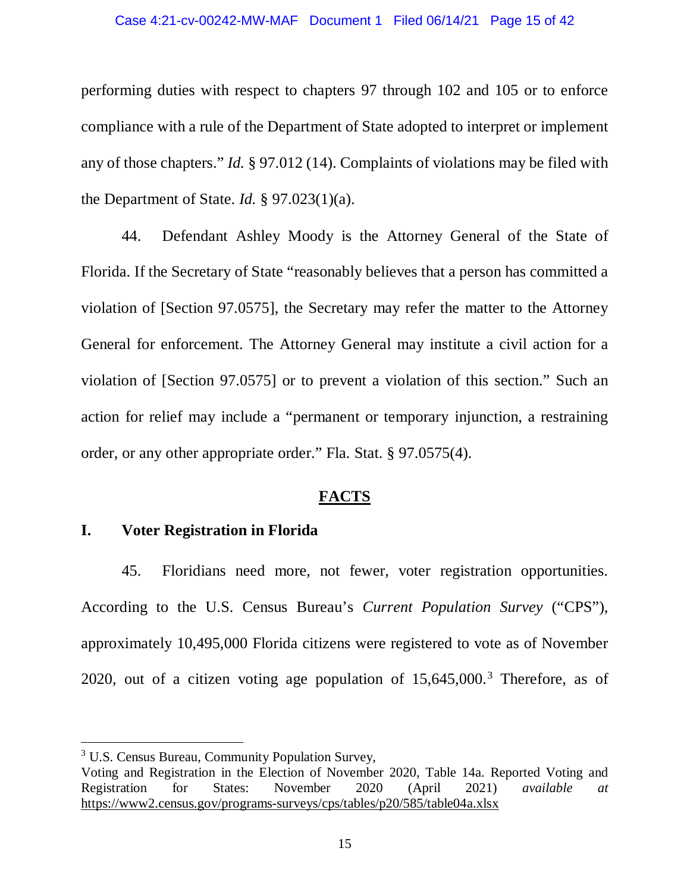performing duties with respect to chapters 97 through 102 and 105 or to enforce compliance with a rule of the Department of State adopted to interpret or implement any of those chapters." *Id.* § 97.012 (14). Complaints of violations may be filed with the Department of State. *Id.* § 97.023(1)(a).

44. Defendant Ashley Moody is the Attorney General of the State of Florida. If the Secretary of State "reasonably believes that a person has committed a violation of [Section 97.0575], the Secretary may refer the matter to the Attorney General for enforcement. The Attorney General may institute a civil action for a violation of [Section 97.0575] or to prevent a violation of this section." Such an action for relief may include a "permanent or temporary injunction, a restraining order, or any other appropriate order." Fla. Stat. § 97.0575(4).

## FACTS

### I. Voter Registration in Florida

45. Floridians need more, not fewer, voter registration opportunities. According to the U.S. Census Bureau's *Current Population Survey* ("CPS"), approximately 10,495,000 Florida citizens were registered to vote as of November 2020, out of a citizen voting age population of 15,645,000.[3] Therefore, as of

---

[3] U.S. Census Bureau, Community Population Survey, Voting and Registration in the Election of November 2020, Table 14a. Reported Voting and Registration for States: November 2020 (April 2021) *available at* https://www2.census.gov/programs-surveys/cps/tables/p20/585/table04a.xlsx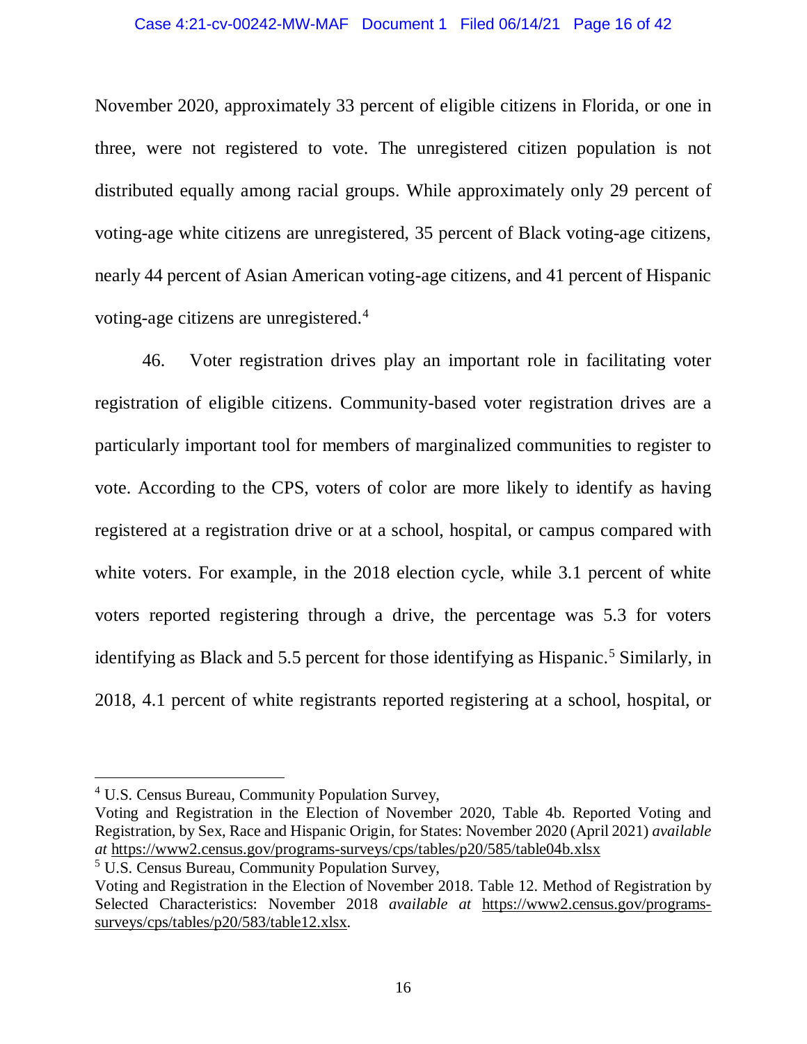November 2020, approximately 33 percent of eligible citizens in Florida, or one in three, were not registered to vote. The unregistered citizen population is not distributed equally among racial groups. While approximately only 29 percent of voting-age white citizens are unregistered, 35 percent of Black voting-age citizens, nearly 44 percent of Asian American voting-age citizens, and 41 percent of Hispanic voting-age citizens are unregistered.[4]

46. Voter registration drives play an important role in facilitating voter registration of eligible citizens. Community-based voter registration drives are a particularly important tool for members of marginalized communities to register to vote. According to the CPS, voters of color are more likely to identify as having registered at a registration drive or at a school, hospital, or campus compared with white voters. For example, in the 2018 election cycle, while 3.1 percent of white voters reported registering through a drive, the percentage was 5.3 for voters identifying as Black and 5.5 percent for those identifying as Hispanic.[5] Similarly, in 2018, 4.1 percent of white registrants reported registering at a school, hospital, or

---

[4] U.S. Census Bureau, Community Population Survey, Voting and Registration in the Election of November 2020, Table 4b. Reported Voting and Registration, by Sex, Race and Hispanic Origin, for States: November 2020 (April 2021) *available at* https://www2.census.gov/programs-surveys/cps/tables/p20/585/table04b.xlsx

[5] U.S. Census Bureau, Community Population Survey, Voting and Registration in the Election of November 2018. Table 12. Method of Registration by Selected Characteristics: November 2018 *available at* https://www2.census.gov/programs-surveys/cps/tables/p20/583/table12.xlsx.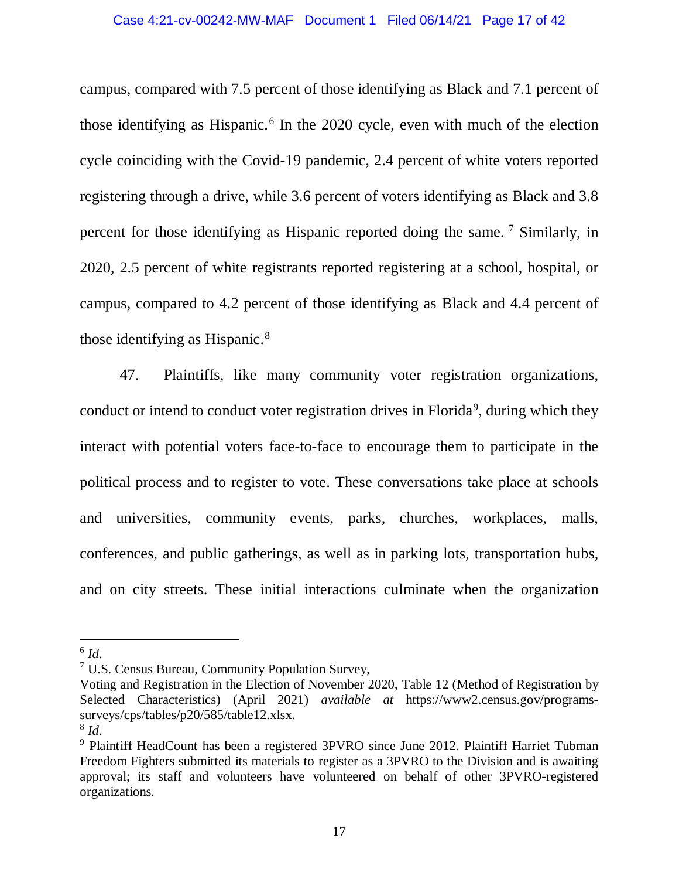campus, compared with 7.5 percent of those identifying as Black and 7.1 percent of those identifying as Hispanic.[6] In the 2020 cycle, even with much of the election cycle coinciding with the Covid-19 pandemic, 2.4 percent of white voters reported registering through a drive, while 3.6 percent of voters identifying as Black and 3.8 percent for those identifying as Hispanic reported doing the same.[7] Similarly, in 2020, 2.5 percent of white registrants reported registering at a school, hospital, or campus, compared to 4.2 percent of those identifying as Black and 4.4 percent of those identifying as Hispanic.[8]

47. Plaintiffs, like many community voter registration organizations, conduct or intend to conduct voter registration drives in Florida[9], during which they interact with potential voters face-to-face to encourage them to participate in the political process and to register to vote. These conversations take place at schools and universities, community events, parks, churches, workplaces, malls, conferences, and public gatherings, as well as in parking lots, transportation hubs, and on city streets. These initial interactions culminate when the organization

---

[6] *Id.*

[7] U.S. Census Bureau, Community Population Survey, Voting and Registration in the Election of November 2020, Table 12 (Method of Registration by Selected Characteristics) (April 2021) *available at* https://www2.census.gov/programs-surveys/cps/tables/p20/585/table12.xlsx.

[8] *Id*.

[9] Plaintiff HeadCount has been a registered 3PVRO since June 2012. Plaintiff Harriet Tubman Freedom Fighters submitted its materials to register as a 3PVRO to the Division and is awaiting approval; its staff and volunteers have volunteered on behalf of other 3PVRO-registered organizations.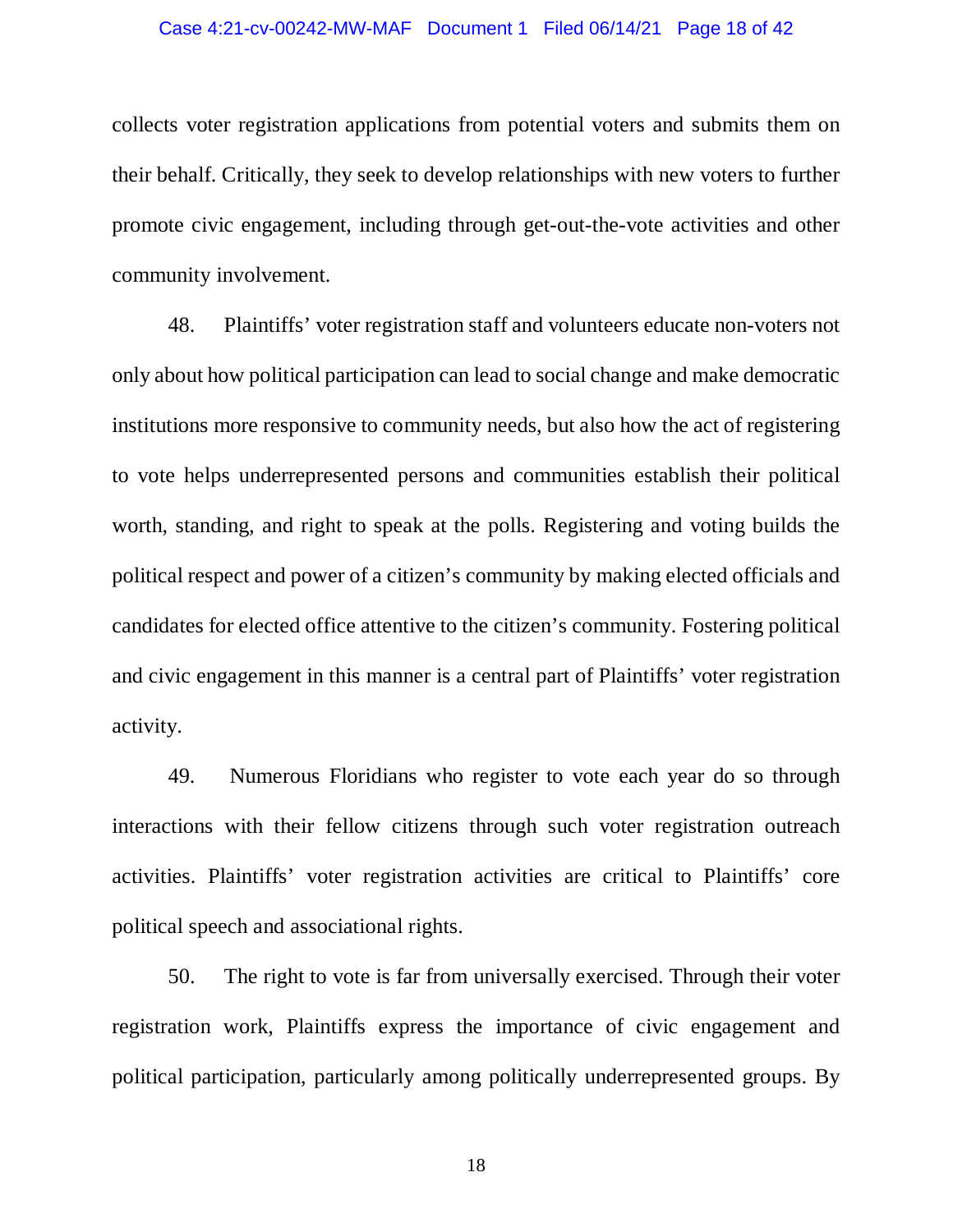collects voter registration applications from potential voters and submits them on their behalf. Critically, they seek to develop relationships with new voters to further promote civic engagement, including through get-out-the-vote activities and other community involvement.

48. Plaintiffs' voter registration staff and volunteers educate non-voters not only about how political participation can lead to social change and make democratic institutions more responsive to community needs, but also how the act of registering to vote helps underrepresented persons and communities establish their political worth, standing, and right to speak at the polls. Registering and voting builds the political respect and power of a citizen's community by making elected officials and candidates for elected office attentive to the citizen's community. Fostering political and civic engagement in this manner is a central part of Plaintiffs' voter registration activity.

49. Numerous Floridians who register to vote each year do so through interactions with their fellow citizens through such voter registration outreach activities. Plaintiffs' voter registration activities are critical to Plaintiffs' core political speech and associational rights.

50. The right to vote is far from universally exercised. Through their voter registration work, Plaintiffs express the importance of civic engagement and political participation, particularly among politically underrepresented groups. By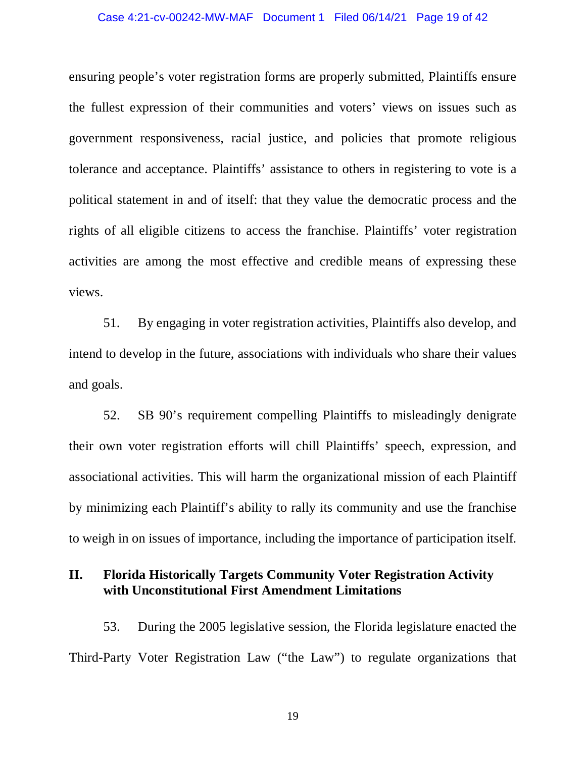ensuring people's voter registration forms are properly submitted, Plaintiffs ensure the fullest expression of their communities and voters' views on issues such as government responsiveness, racial justice, and policies that promote religious tolerance and acceptance. Plaintiffs' assistance to others in registering to vote is a political statement in and of itself: that they value the democratic process and the rights of all eligible citizens to access the franchise. Plaintiffs' voter registration activities are among the most effective and credible means of expressing these views.

51. By engaging in voter registration activities, Plaintiffs also develop, and intend to develop in the future, associations with individuals who share their values and goals.

52. SB 90's requirement compelling Plaintiffs to misleadingly denigrate their own voter registration efforts will chill Plaintiffs' speech, expression, and associational activities. This will harm the organizational mission of each Plaintiff by minimizing each Plaintiff's ability to rally its community and use the franchise to weigh in on issues of importance, including the importance of participation itself.

## II. Florida Historically Targets Community Voter Registration Activity with Unconstitutional First Amendment Limitations

53. During the 2005 legislative session, the Florida legislature enacted the Third-Party Voter Registration Law ("the Law") to regulate organizations that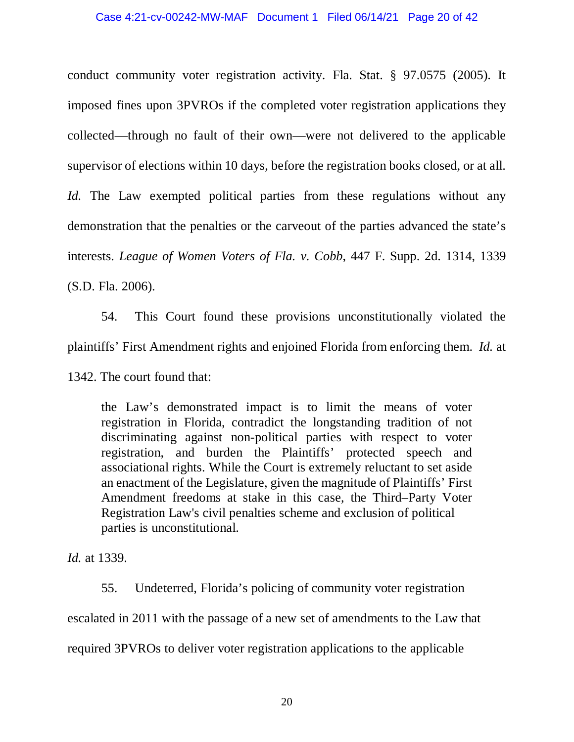conduct community voter registration activity. Fla. Stat. § 97.0575 (2005). It imposed fines upon 3PVROs if the completed voter registration applications they collected—through no fault of their own—were not delivered to the applicable supervisor of elections within 10 days, before the registration books closed, or at all. *Id.* The Law exempted political parties from these regulations without any demonstration that the penalties or the carveout of the parties advanced the state's interests. *League of Women Voters of Fla. v. Cobb*, 447 F. Supp. 2d. 1314, 1339 (S.D. Fla. 2006).

54. This Court found these provisions unconstitutionally violated the plaintiffs' First Amendment rights and enjoined Florida from enforcing them. *Id.* at 1342. The court found that:

> the Law's demonstrated impact is to limit the means of voter registration in Florida, contradict the longstanding tradition of not discriminating against non-political parties with respect to voter registration, and burden the Plaintiffs' protected speech and associational rights. While the Court is extremely reluctant to set aside an enactment of the Legislature, given the magnitude of Plaintiffs' First Amendment freedoms at stake in this case, the Third–Party Voter Registration Law's civil penalties scheme and exclusion of political parties is unconstitutional.

*Id.* at 1339.

55. Undeterred, Florida's policing of community voter registration escalated in 2011 with the passage of a new set of amendments to the Law that required 3PVROs to deliver voter registration applications to the applicable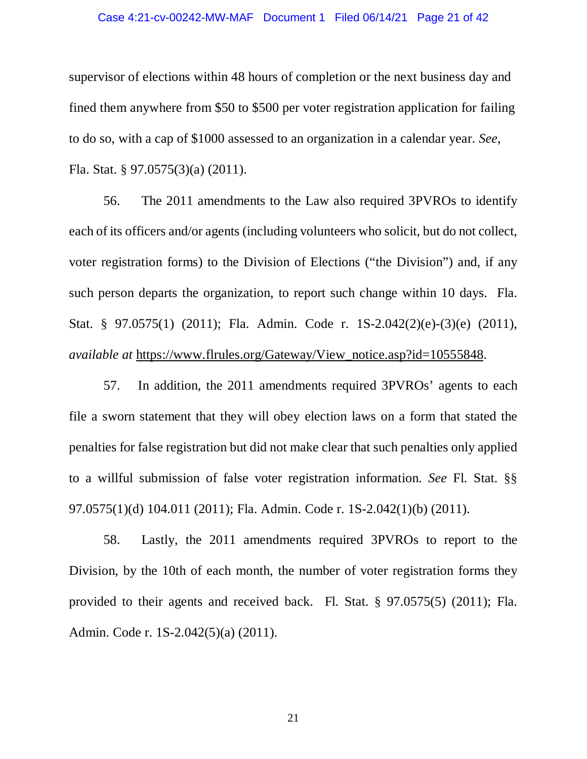supervisor of elections within 48 hours of completion or the next business day and fined them anywhere from $50 to $500 per voter registration application for failing to do so, with a cap of $1000 assessed to an organization in a calendar year. *See*, Fla. Stat. § 97.0575(3)(a) (2011).

56. The 2011 amendments to the Law also required 3PVROs to identify each of its officers and/or agents (including volunteers who solicit, but do not collect, voter registration forms) to the Division of Elections ("the Division") and, if any such person departs the organization, to report such change within 10 days. Fla. Stat. § 97.0575(1) (2011); Fla. Admin. Code r. 1S-2.042(2)(e)-(3)(e) (2011), *available at* https://www.flrules.org/Gateway/View_notice.asp?id=10555848.

57. In addition, the 2011 amendments required 3PVROs' agents to each file a sworn statement that they will obey election laws on a form that stated the penalties for false registration but did not make clear that such penalties only applied to a willful submission of false voter registration information. *See* Fl. Stat. §§ 97.0575(1)(d) 104.011 (2011); Fla. Admin. Code r. 1S-2.042(1)(b) (2011).

58. Lastly, the 2011 amendments required 3PVROs to report to the Division, by the 10th of each month, the number of voter registration forms they provided to their agents and received back. Fl. Stat. § 97.0575(5) (2011); Fla. Admin. Code r. 1S-2.042(5)(a) (2011).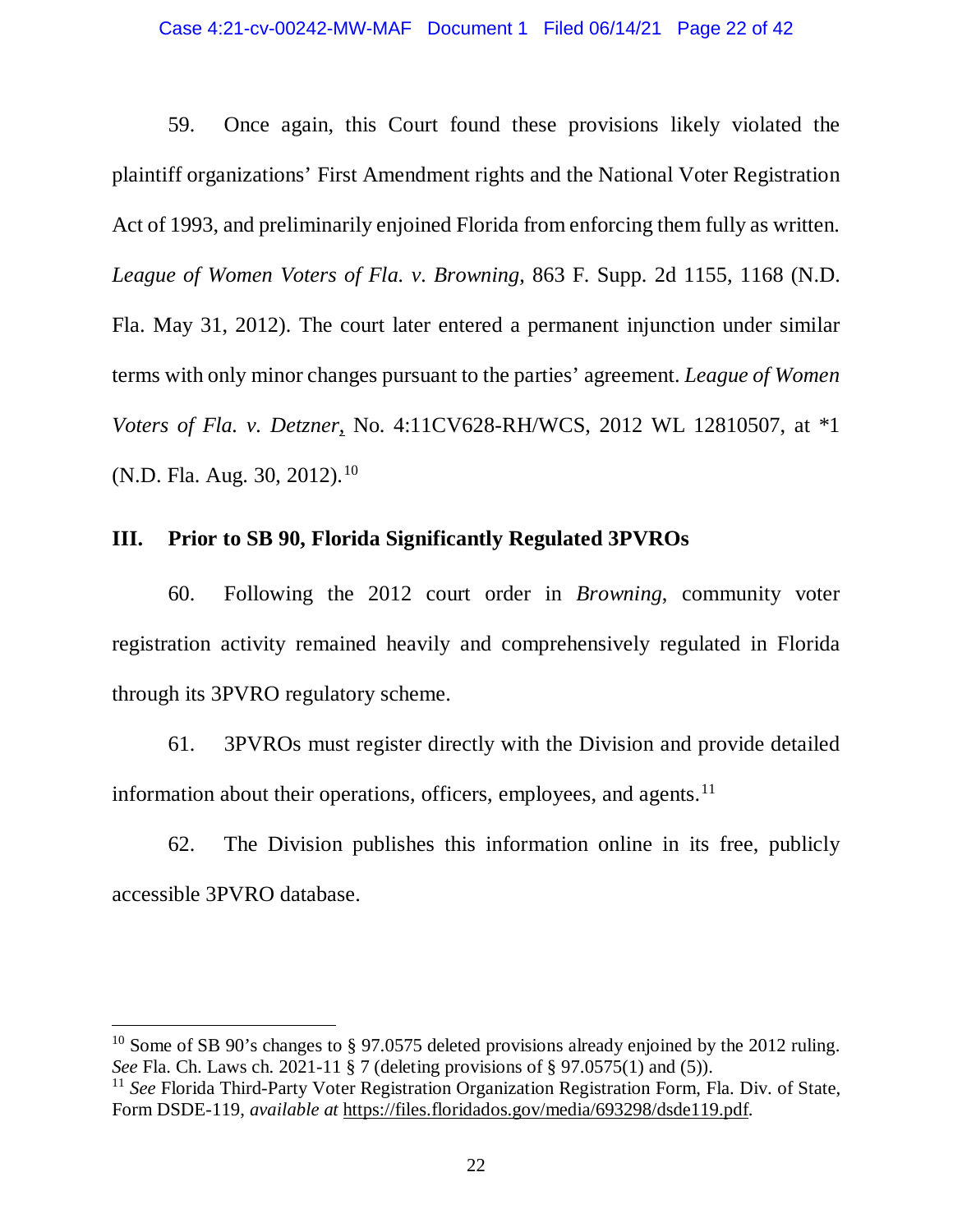59. Once again, this Court found these provisions likely violated the plaintiff organizations' First Amendment rights and the National Voter Registration Act of 1993, and preliminarily enjoined Florida from enforcing them fully as written. *League of Women Voters of Fla. v. Browning*, 863 F. Supp. 2d 1155, 1168 (N.D. Fla. May 31, 2012). The court later entered a permanent injunction under similar terms with only minor changes pursuant to the parties' agreement. *League of Women Voters of Fla. v. Detzner*, No. 4:11CV628-RH/WCS, 2012 WL 12810507, at *1 (N.D. Fla. Aug. 30, 2012).[10]

## III. Prior to SB 90, Florida Significantly Regulated 3PVROs

60. Following the 2012 court order in *Browning*, community voter registration activity remained heavily and comprehensively regulated in Florida through its 3PVRO regulatory scheme.

61. 3PVROs must register directly with the Division and provide detailed information about their operations, officers, employees, and agents.[11]

62. The Division publishes this information online in its free, publicly accessible 3PVRO database.

---

[10] Some of SB 90's changes to § 97.0575 deleted provisions already enjoined by the 2012 ruling. *See* Fla. Ch. Laws ch. 2021-11 § 7 (deleting provisions of § 97.0575(1) and (5)).

[11] *See* Florida Third-Party Voter Registration Organization Registration Form, Fla. Div. of State, Form DSDE-119, *available at* https://files.floridados.gov/media/693298/dsde119.pdf.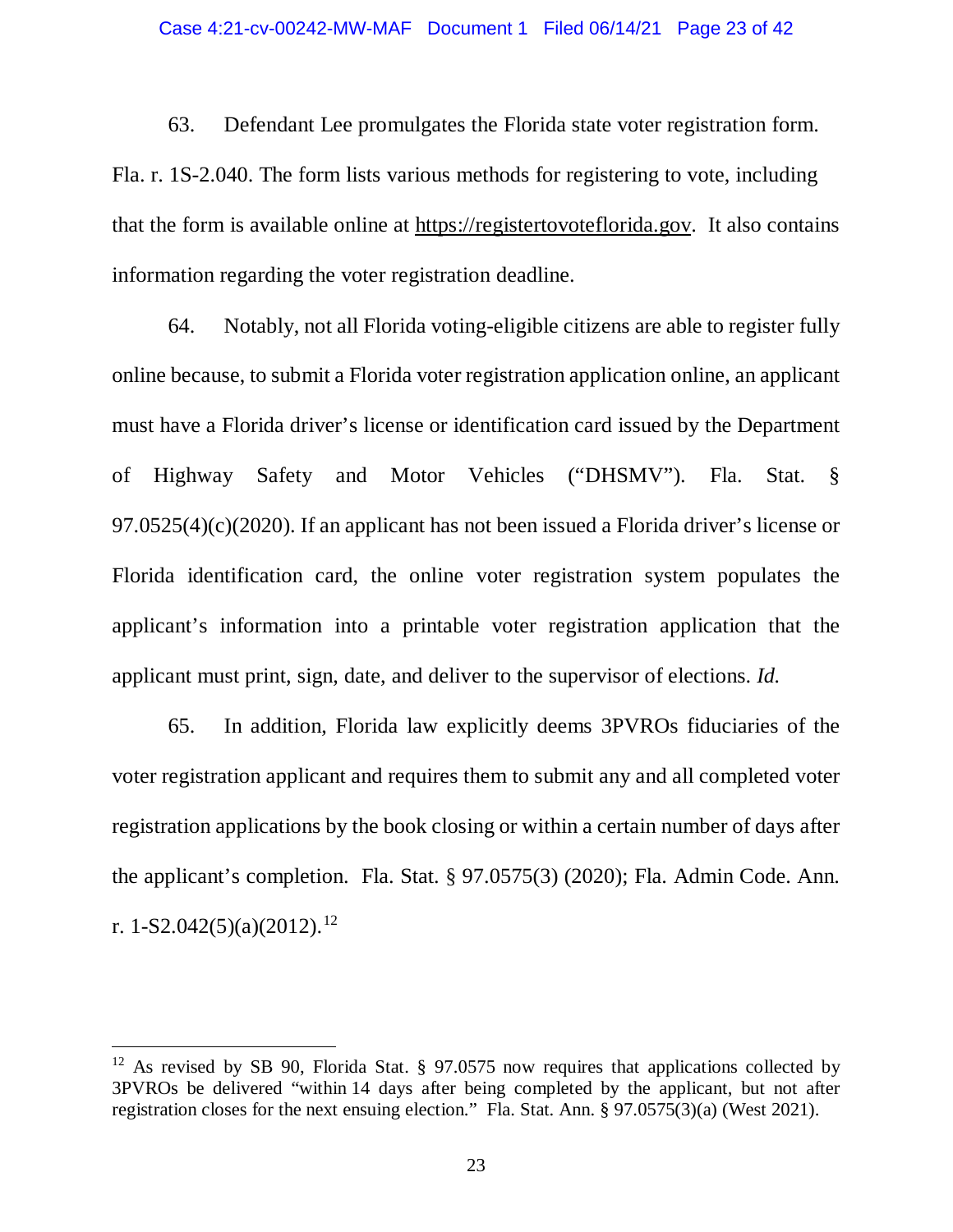63. Defendant Lee promulgates the Florida state voter registration form. Fla. r. 1S-2.040. The form lists various methods for registering to vote, including that the form is available online at https://registertovoteflorida.gov. It also contains information regarding the voter registration deadline.

64. Notably, not all Florida voting-eligible citizens are able to register fully online because, to submit a Florida voter registration application online, an applicant must have a Florida driver's license or identification card issued by the Department of Highway Safety and Motor Vehicles ("DHSMV"). Fla. Stat. § 97.0525(4)(c)(2020). If an applicant has not been issued a Florida driver's license or Florida identification card, the online voter registration system populates the applicant's information into a printable voter registration application that the applicant must print, sign, date, and deliver to the supervisor of elections. *Id.*

65. In addition, Florida law explicitly deems 3PVROs fiduciaries of the voter registration applicant and requires them to submit any and all completed voter registration applications by the book closing or within a certain number of days after the applicant's completion. Fla. Stat. § 97.0575(3) (2020); Fla. Admin Code. Ann. r. 1-S2.042(5)(a)(2012).[12]

---

[12] As revised by SB 90, Florida Stat. § 97.0575 now requires that applications collected by 3PVROs be delivered "within 14 days after being completed by the applicant, but not after registration closes for the next ensuing election." Fla. Stat. Ann. § 97.0575(3)(a) (West 2021).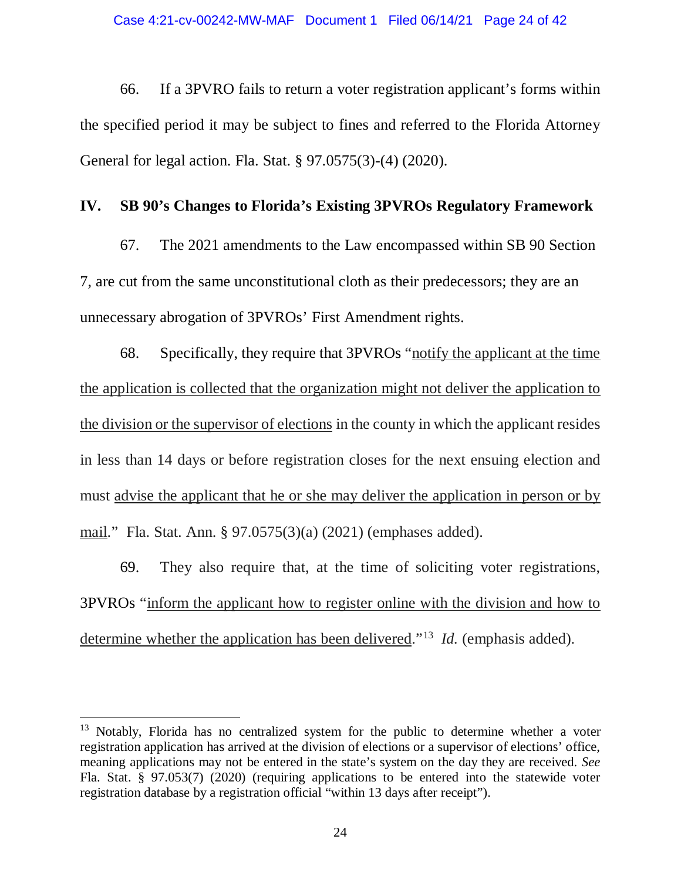66. If a 3PVRO fails to return a voter registration applicant's forms within the specified period it may be subject to fines and referred to the Florida Attorney General for legal action. Fla. Stat. § 97.0575(3)-(4) (2020).

## IV. SB 90's Changes to Florida's Existing 3PVROs Regulatory Framework

67. The 2021 amendments to the Law encompassed within SB 90 Section 7, are cut from the same unconstitutional cloth as their predecessors; they are an unnecessary abrogation of 3PVROs' First Amendment rights.

68. Specifically, they require that 3PVROs "<u>notify the applicant at the time the application is collected that the organization might not deliver the application to the division or the supervisor of elections</u> in the county in which the applicant resides in less than 14 days or before registration closes for the next ensuing election and must <u>advise the applicant that he or she may deliver the application in person or by mail</u>." Fla. Stat. Ann. § 97.0575(3)(a) (2021) (emphases added).

69. They also require that, at the time of soliciting voter registrations, 3PVROs "<u>inform the applicant how to register online with the division and how to determine whether the application has been delivered</u>."[13] *Id.* (emphasis added).

---

[13] Notably, Florida has no centralized system for the public to determine whether a voter registration application has arrived at the division of elections or a supervisor of elections' office, meaning applications may not be entered in the state's system on the day they are received. *See* Fla. Stat. § 97.053(7) (2020) (requiring applications to be entered into the statewide voter registration database by a registration official "within 13 days after receipt").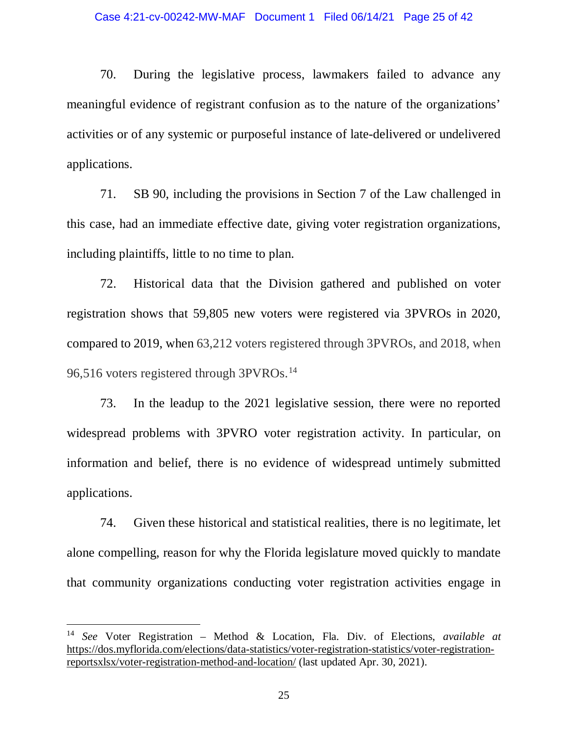70. During the legislative process, lawmakers failed to advance any meaningful evidence of registrant confusion as to the nature of the organizations' activities or of any systemic or purposeful instance of late-delivered or undelivered applications.

71. SB 90, including the provisions in Section 7 of the Law challenged in this case, had an immediate effective date, giving voter registration organizations, including plaintiffs, little to no time to plan.

72. Historical data that the Division gathered and published on voter registration shows that 59,805 new voters were registered via 3PVROs in 2020, compared to 2019, when 63,212 voters registered through 3PVROs, and 2018, when 96,516 voters registered through 3PVROs.[14]

73. In the leadup to the 2021 legislative session, there were no reported widespread problems with 3PVRO voter registration activity. In particular, on information and belief, there is no evidence of widespread untimely submitted applications.

74. Given these historical and statistical realities, there is no legitimate, let alone compelling, reason for why the Florida legislature moved quickly to mandate that community organizations conducting voter registration activities engage in

---

[14] *See* Voter Registration – Method & Location, Fla. Div. of Elections, *available at* https://dos.myflorida.com/elections/data-statistics/voter-registration-statistics/voter-registration-reportsxlsx/voter-registration-method-and-location/ (last updated Apr. 30, 2021).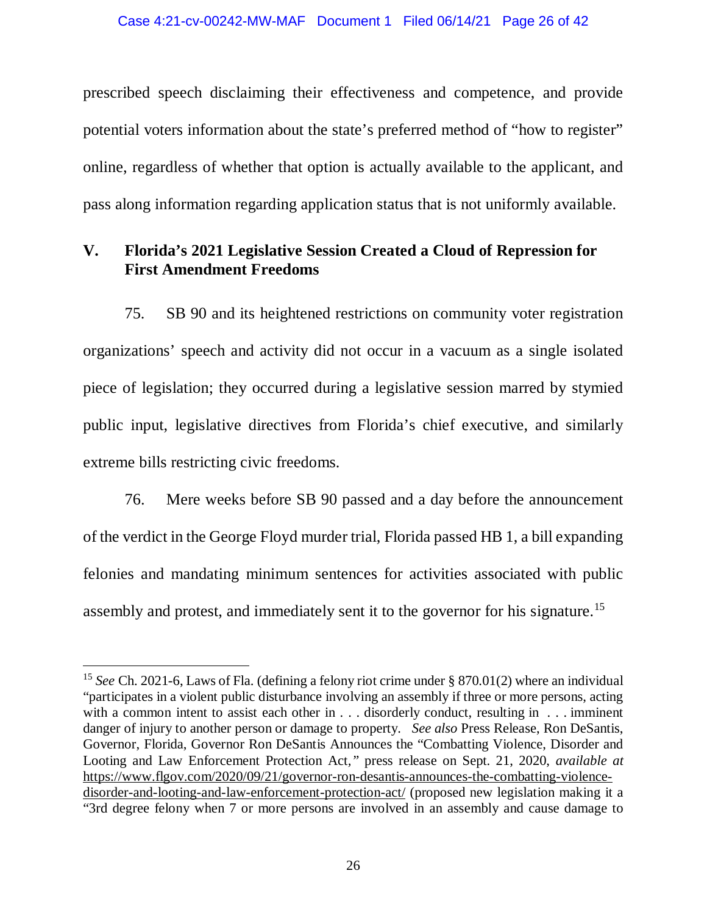prescribed speech disclaiming their effectiveness and competence, and provide potential voters information about the state's preferred method of "how to register" online, regardless of whether that option is actually available to the applicant, and pass along information regarding application status that is not uniformly available.

## V. Florida's 2021 Legislative Session Created a Cloud of Repression for First Amendment Freedoms

75. SB 90 and its heightened restrictions on community voter registration organizations' speech and activity did not occur in a vacuum as a single isolated piece of legislation; they occurred during a legislative session marred by stymied public input, legislative directives from Florida's chief executive, and similarly extreme bills restricting civic freedoms.

76. Mere weeks before SB 90 passed and a day before the announcement of the verdict in the George Floyd murder trial, Florida passed HB 1, a bill expanding felonies and mandating minimum sentences for activities associated with public assembly and protest, and immediately sent it to the governor for his signature.[15]

---

[15] *See* Ch. 2021-6, Laws of Fla. (defining a felony riot crime under § 870.01(2) where an individual "participates in a violent public disturbance involving an assembly if three or more persons, acting with a common intent to assist each other in . . . disorderly conduct, resulting in . . . imminent danger of injury to another person or damage to property. *See also* Press Release, Ron DeSantis, Governor, Florida, Governor Ron DeSantis Announces the "Combatting Violence, Disorder and Looting and Law Enforcement Protection Act," press release on Sept. 21, 2020, *available at* https://www.flgov.com/2020/09/21/governor-ron-desantis-announces-the-combatting-violence-disorder-and-looting-and-law-enforcement-protection-act/ (proposed new legislation making it a "3rd degree felony when 7 or more persons are involved in an assembly and cause damage to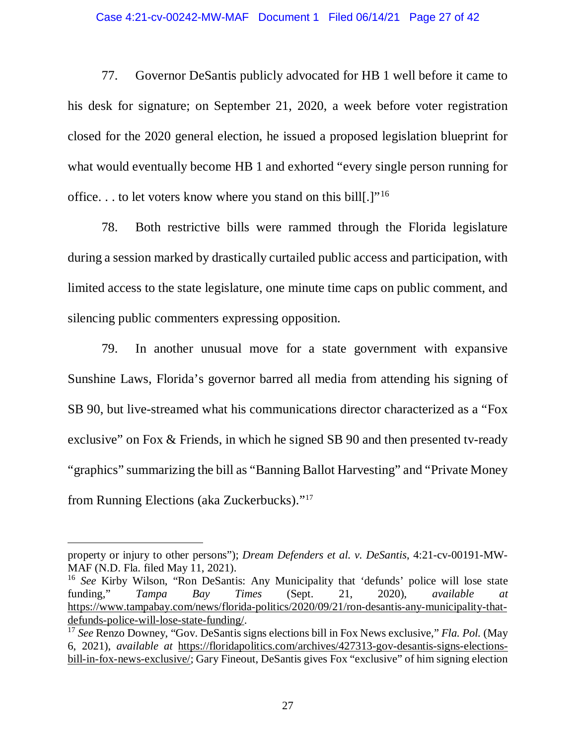77. Governor DeSantis publicly advocated for HB 1 well before it came to his desk for signature; on September 21, 2020, a week before voter registration closed for the 2020 general election, he issued a proposed legislation blueprint for what would eventually become HB 1 and exhorted "every single person running for office. . . to let voters know where you stand on this bill[.]"[16]

78. Both restrictive bills were rammed through the Florida legislature during a session marked by drastically curtailed public access and participation, with limited access to the state legislature, one minute time caps on public comment, and silencing public commenters expressing opposition.

79. In another unusual move for a state government with expansive Sunshine Laws, Florida's governor barred all media from attending his signing of SB 90, but live-streamed what his communications director characterized as a "Fox exclusive" on Fox & Friends, in which he signed SB 90 and then presented tv-ready "graphics" summarizing the bill as "Banning Ballot Harvesting" and "Private Money from Running Elections (aka Zuckerbucks)."[17]

---

property or injury to other persons"); *Dream Defenders et al. v. DeSantis*, 4:21-cv-00191-MW-MAF (N.D. Fla. filed May 11, 2021).

[16] *See* Kirby Wilson, "Ron DeSantis: Any Municipality that 'defunds' police will lose state funding," *Tampa Bay Times* (Sept. 21, 2020), *available at* https://www.tampabay.com/news/florida-politics/2020/09/21/ron-desantis-any-municipality-that-defunds-police-will-lose-state-funding/.

[17] *See* Renzo Downey, "Gov. DeSantis signs elections bill in Fox News exclusive," *Fla. Pol.* (May 6, 2021), *available at* https://floridapolitics.com/archives/427313-gov-desantis-signs-elections-bill-in-fox-news-exclusive/; Gary Fineout, DeSantis gives Fox "exclusive" of him signing election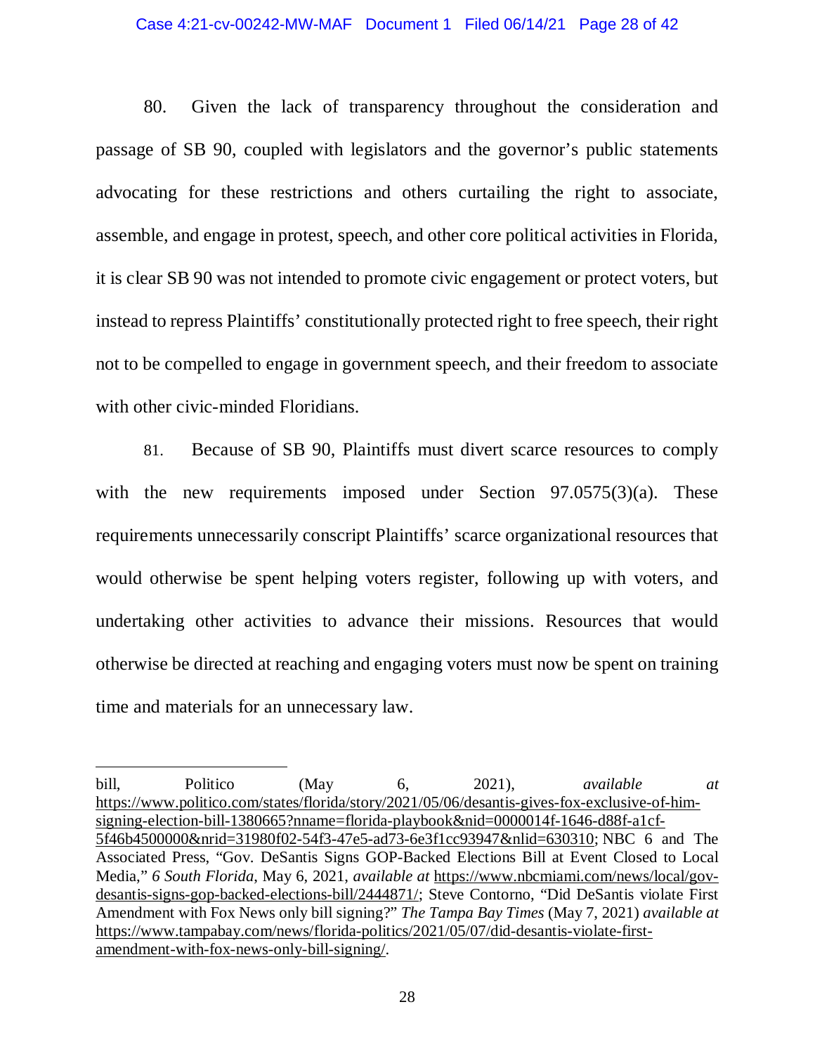80. Given the lack of transparency throughout the consideration and passage of SB 90, coupled with legislators and the governor's public statements advocating for these restrictions and others curtailing the right to associate, assemble, and engage in protest, speech, and other core political activities in Florida, it is clear SB 90 was not intended to promote civic engagement or protect voters, but instead to repress Plaintiffs' constitutionally protected right to free speech, their right not to be compelled to engage in government speech, and their freedom to associate with other civic-minded Floridians.

81. Because of SB 90, Plaintiffs must divert scarce resources to comply with the new requirements imposed under Section 97.0575(3)(a). These requirements unnecessarily conscript Plaintiffs' scarce organizational resources that would otherwise be spent helping voters register, following up with voters, and undertaking other activities to advance their missions. Resources that would otherwise be directed at reaching and engaging voters must now be spent on training time and materials for an unnecessary law.

---

bill, Politico (May 6, 2021), *available at* https://www.politico.com/states/florida/story/2021/05/06/desantis-gives-fox-exclusive-of-him-signing-election-bill-1380665?nname=florida-playbook&nid=0000014f-1646-d88f-a1cf-5f46b4500000&nrid=31980f02-54f3-47e5-ad73-6e3f1cc93947&nlid=630310; NBC 6 and The Associated Press, "Gov. DeSantis Signs GOP-Backed Elections Bill at Event Closed to Local Media," *6 South Florida*, May 6, 2021, *available at* https://www.nbcmiami.com/news/local/gov-desantis-signs-gop-backed-elections-bill/2444871/; Steve Contorno, "Did DeSantis violate First Amendment with Fox News only bill signing?" *The Tampa Bay Times* (May 7, 2021) *available at* https://www.tampabay.com/news/florida-politics/2021/05/07/did-desantis-violate-first-amendment-with-fox-news-only-bill-signing/.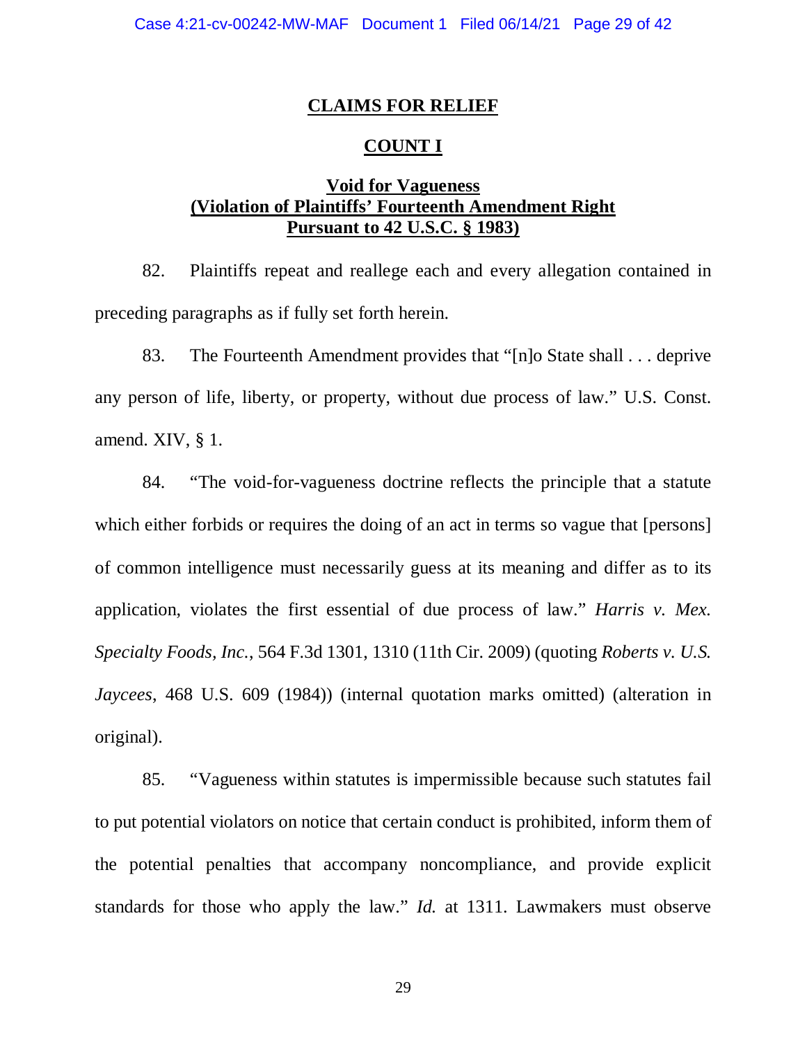## CLAIMS FOR RELIEF

### COUNT I

### Void for Vagueness (Violation of Plaintiffs' Fourteenth Amendment Right Pursuant to 42 U.S.C. § 1983)

82. Plaintiffs repeat and reallege each and every allegation contained in preceding paragraphs as if fully set forth herein.

83. The Fourteenth Amendment provides that "[n]o State shall . . . deprive any person of life, liberty, or property, without due process of law." U.S. Const. amend. XIV, § 1.

84. "The void-for-vagueness doctrine reflects the principle that a statute which either forbids or requires the doing of an act in terms so vague that [persons] of common intelligence must necessarily guess at its meaning and differ as to its application, violates the first essential of due process of law." *Harris v. Mex. Specialty Foods, Inc.*, 564 F.3d 1301, 1310 (11th Cir. 2009) (quoting *Roberts v. U.S. Jaycees*, 468 U.S. 609 (1984)) (internal quotation marks omitted) (alteration in original).

85. "Vagueness within statutes is impermissible because such statutes fail to put potential violators on notice that certain conduct is prohibited, inform them of the potential penalties that accompany noncompliance, and provide explicit standards for those who apply the law." *Id.* at 1311. Lawmakers must observe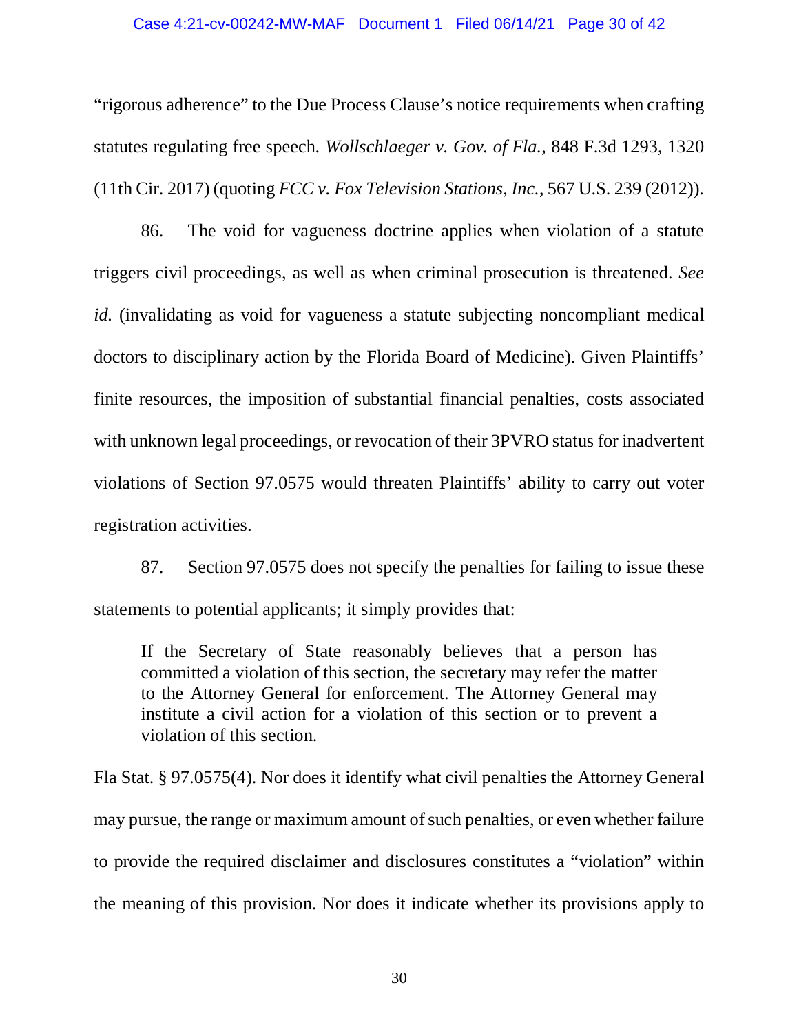"rigorous adherence" to the Due Process Clause's notice requirements when crafting statutes regulating free speech. *Wollschlaeger v. Gov. of Fla.*, 848 F.3d 1293, 1320 (11th Cir. 2017) (quoting *FCC v. Fox Television Stations, Inc.*, 567 U.S. 239 (2012)).

86. The void for vagueness doctrine applies when violation of a statute triggers civil proceedings, as well as when criminal prosecution is threatened. *See id.* (invalidating as void for vagueness a statute subjecting noncompliant medical doctors to disciplinary action by the Florida Board of Medicine). Given Plaintiffs' finite resources, the imposition of substantial financial penalties, costs associated with unknown legal proceedings, or revocation of their 3PVRO status for inadvertent violations of Section 97.0575 would threaten Plaintiffs' ability to carry out voter registration activities.

87. Section 97.0575 does not specify the penalties for failing to issue these statements to potential applicants; it simply provides that:

> If the Secretary of State reasonably believes that a person has committed a violation of this section, the secretary may refer the matter to the Attorney General for enforcement. The Attorney General may institute a civil action for a violation of this section or to prevent a violation of this section.

Fla Stat. § 97.0575(4). Nor does it identify what civil penalties the Attorney General may pursue, the range or maximum amount of such penalties, or even whether failure to provide the required disclaimer and disclosures constitutes a "violation" within the meaning of this provision. Nor does it indicate whether its provisions apply to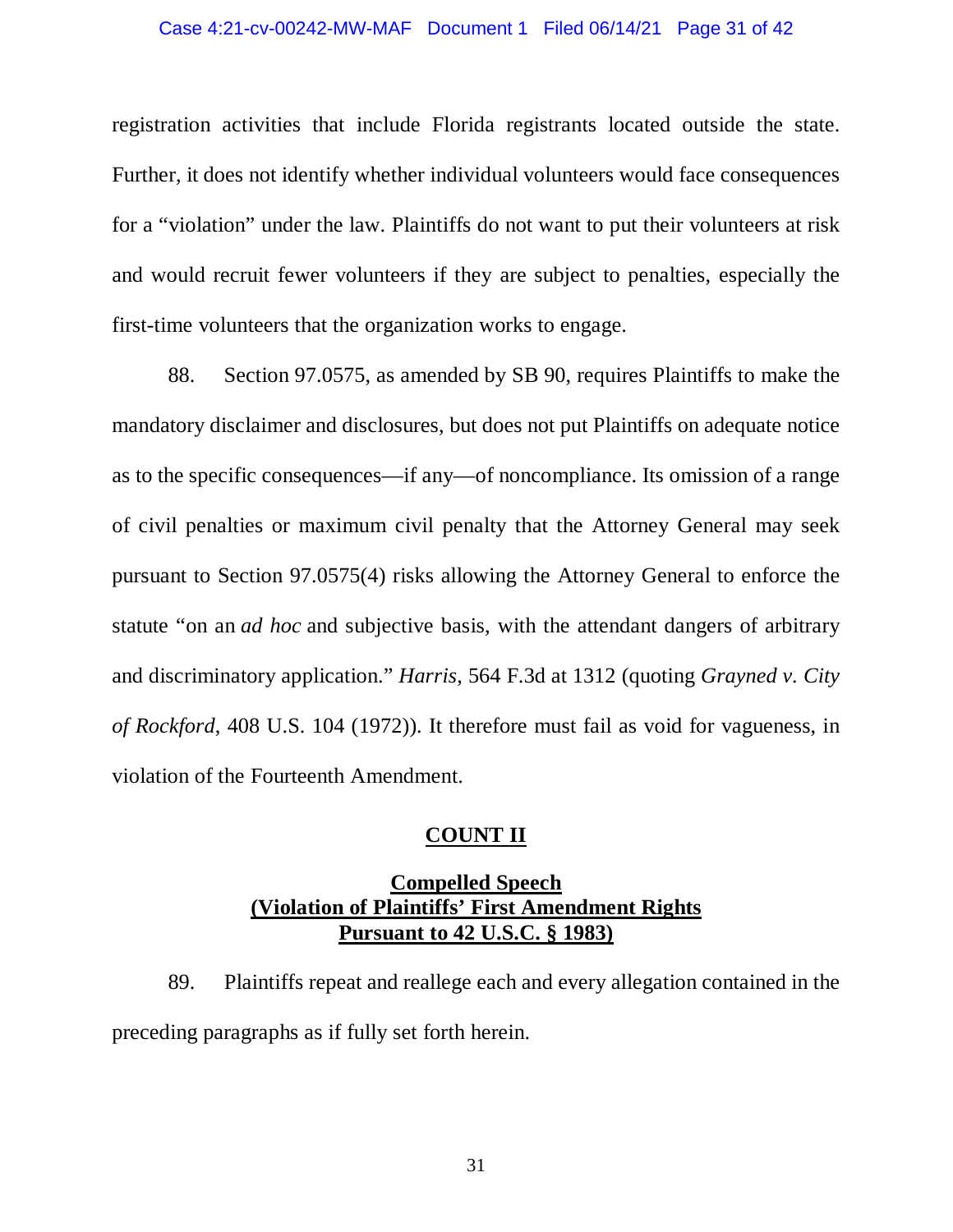registration activities that include Florida registrants located outside the state. Further, it does not identify whether individual volunteers would face consequences for a "violation" under the law. Plaintiffs do not want to put their volunteers at risk and would recruit fewer volunteers if they are subject to penalties, especially the first-time volunteers that the organization works to engage.

88. Section 97.0575, as amended by SB 90, requires Plaintiffs to make the mandatory disclaimer and disclosures, but does not put Plaintiffs on adequate notice as to the specific consequences—if any—of noncompliance. Its omission of a range of civil penalties or maximum civil penalty that the Attorney General may seek pursuant to Section 97.0575(4) risks allowing the Attorney General to enforce the statute "on an *ad hoc* and subjective basis, with the attendant dangers of arbitrary and discriminatory application." *Harris*, 564 F.3d at 1312 (quoting *Grayned v. City of Rockford*, 408 U.S. 104 (1972)). It therefore must fail as void for vagueness, in violation of the Fourteenth Amendment.

**COUNT II**

**Compelled Speech**
**(Violation of Plaintiffs' First Amendment Rights Pursuant to 42 U.S.C. § 1983)**

89. Plaintiffs repeat and reallege each and every allegation contained in the preceding paragraphs as if fully set forth herein.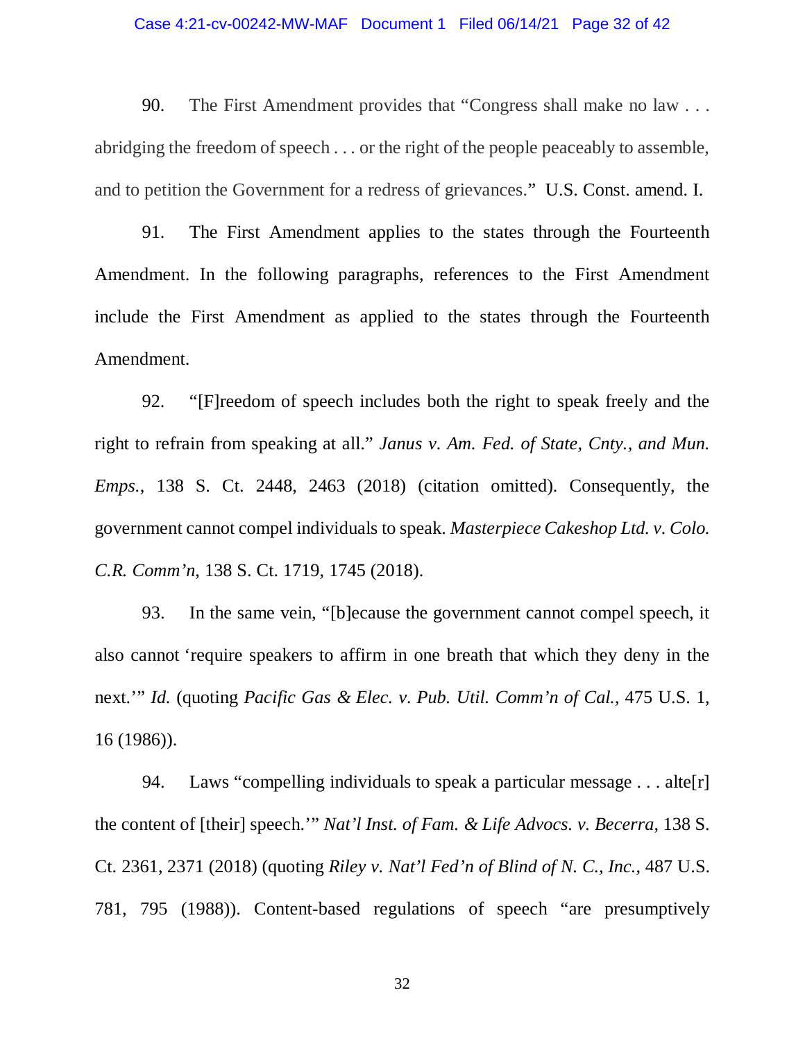90. The First Amendment provides that "Congress shall make no law . . . abridging the freedom of speech . . . or the right of the people peaceably to assemble, and to petition the Government for a redress of grievances." U.S. Const. amend. I.

91. The First Amendment applies to the states through the Fourteenth Amendment. In the following paragraphs, references to the First Amendment include the First Amendment as applied to the states through the Fourteenth Amendment.

92. "[F]reedom of speech includes both the right to speak freely and the right to refrain from speaking at all." *Janus v. Am. Fed. of State, Cnty., and Mun. Emps.*, 138 S. Ct. 2448, 2463 (2018) (citation omitted). Consequently, the government cannot compel individuals to speak. *Masterpiece Cakeshop Ltd. v. Colo. C.R. Comm'n*, 138 S. Ct. 1719, 1745 (2018).

93. In the same vein, "[b]ecause the government cannot compel speech, it also cannot 'require speakers to affirm in one breath that which they deny in the next.'" *Id.* (quoting *Pacific Gas & Elec. v. Pub. Util. Comm'n of Cal.*, 475 U.S. 1, 16 (1986)).

94. Laws "compelling individuals to speak a particular message . . . alte[r] the content of [their] speech.'" *Nat'l Inst. of Fam. & Life Advocs. v. Becerra*, 138 S. Ct. 2361, 2371 (2018) (quoting *Riley v. Nat'l Fed'n of Blind of N. C., Inc.*, 487 U.S. 781, 795 (1988)). Content-based regulations of speech "are presumptively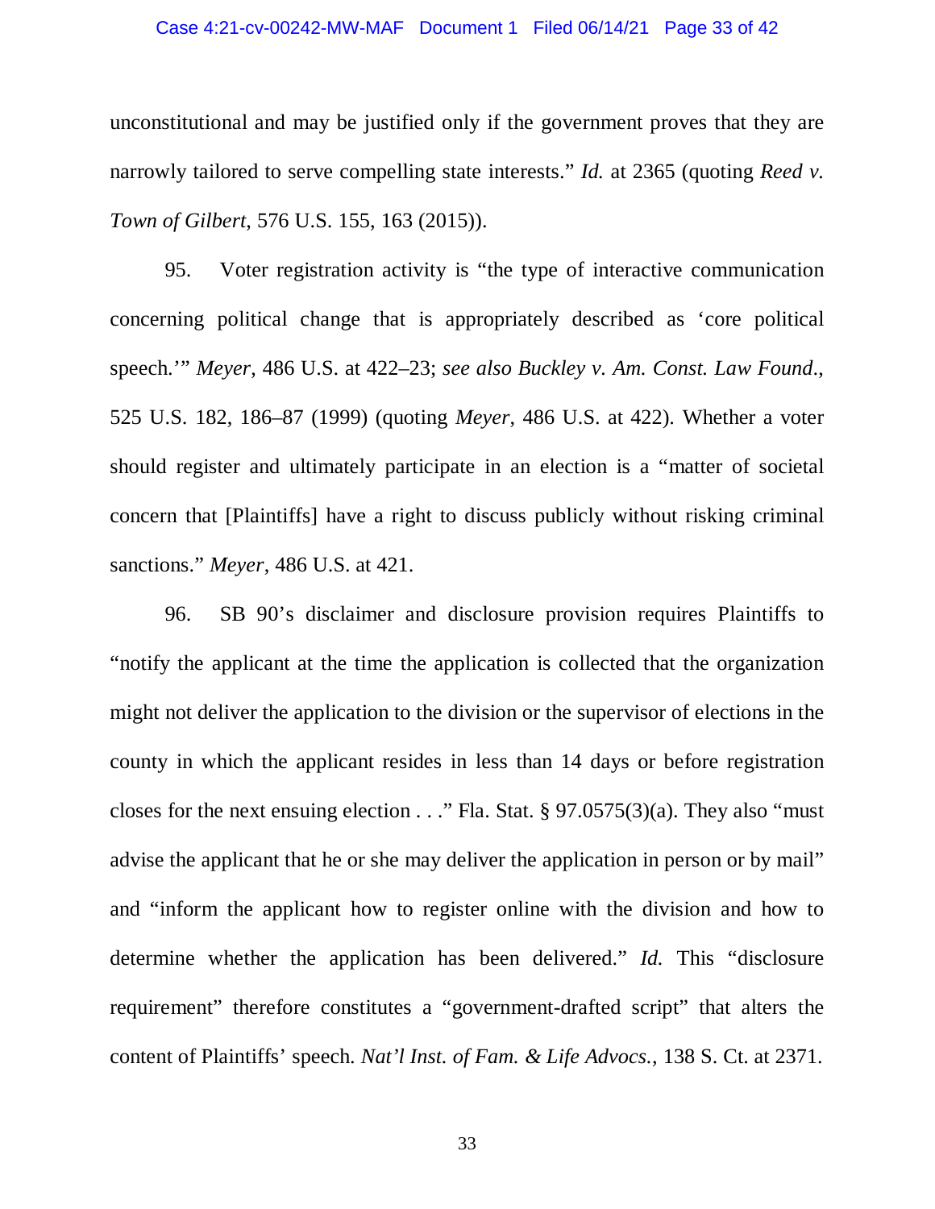unconstitutional and may be justified only if the government proves that they are narrowly tailored to serve compelling state interests." *Id.* at 2365 (quoting *Reed v. Town of Gilbert*, 576 U.S. 155, 163 (2015)).

95. Voter registration activity is "the type of interactive communication concerning political change that is appropriately described as 'core political speech.'" *Meyer*, 486 U.S. at 422–23; *see also Buckley v. Am. Const. Law Found.*, 525 U.S. 182, 186–87 (1999) (quoting *Meyer*, 486 U.S. at 422). Whether a voter should register and ultimately participate in an election is a "matter of societal concern that [Plaintiffs] have a right to discuss publicly without risking criminal sanctions." *Meyer*, 486 U.S. at 421.

96. SB 90's disclaimer and disclosure provision requires Plaintiffs to "notify the applicant at the time the application is collected that the organization might not deliver the application to the division or the supervisor of elections in the county in which the applicant resides in less than 14 days or before registration closes for the next ensuing election . . ." Fla. Stat. § 97.0575(3)(a). They also "must advise the applicant that he or she may deliver the application in person or by mail" and "inform the applicant how to register online with the division and how to determine whether the application has been delivered." *Id.* This "disclosure requirement" therefore constitutes a "government-drafted script" that alters the content of Plaintiffs' speech. *Nat'l Inst. of Fam. & Life Advocs.*, 138 S. Ct. at 2371.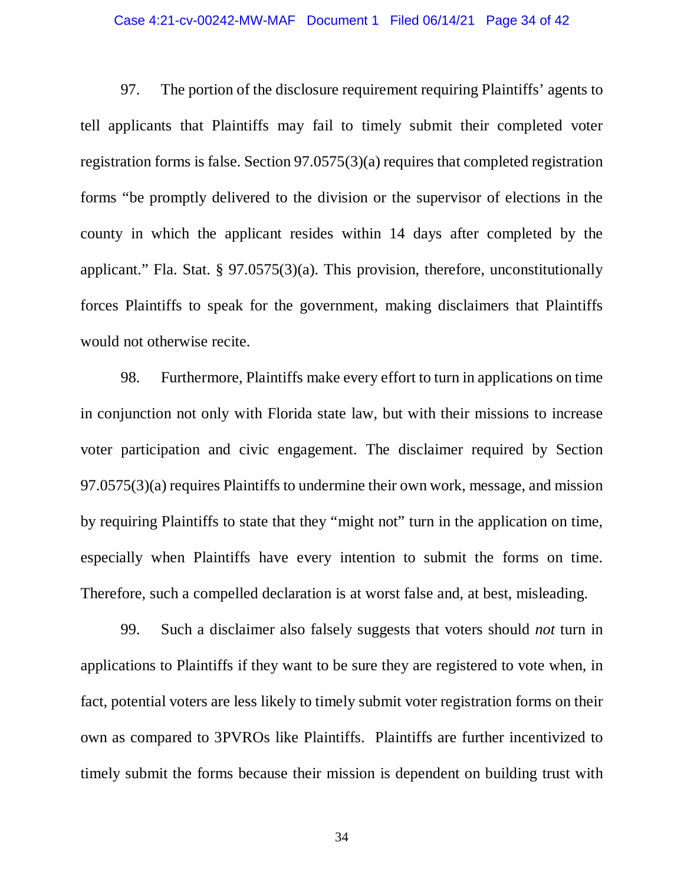97. The portion of the disclosure requirement requiring Plaintiffs' agents to tell applicants that Plaintiffs may fail to timely submit their completed voter registration forms is false. Section 97.0575(3)(a) requires that completed registration forms "be promptly delivered to the division or the supervisor of elections in the county in which the applicant resides within 14 days after completed by the applicant." Fla. Stat. § 97.0575(3)(a). This provision, therefore, unconstitutionally forces Plaintiffs to speak for the government, making disclaimers that Plaintiffs would not otherwise recite.

98. Furthermore, Plaintiffs make every effort to turn in applications on time in conjunction not only with Florida state law, but with their missions to increase voter participation and civic engagement. The disclaimer required by Section 97.0575(3)(a) requires Plaintiffs to undermine their own work, message, and mission by requiring Plaintiffs to state that they "might not" turn in the application on time, especially when Plaintiffs have every intention to submit the forms on time. Therefore, such a compelled declaration is at worst false and, at best, misleading.

99. Such a disclaimer also falsely suggests that voters should *not* turn in applications to Plaintiffs if they want to be sure they are registered to vote when, in fact, potential voters are less likely to timely submit voter registration forms on their own as compared to 3PVROs like Plaintiffs. Plaintiffs are further incentivized to timely submit the forms because their mission is dependent on building trust with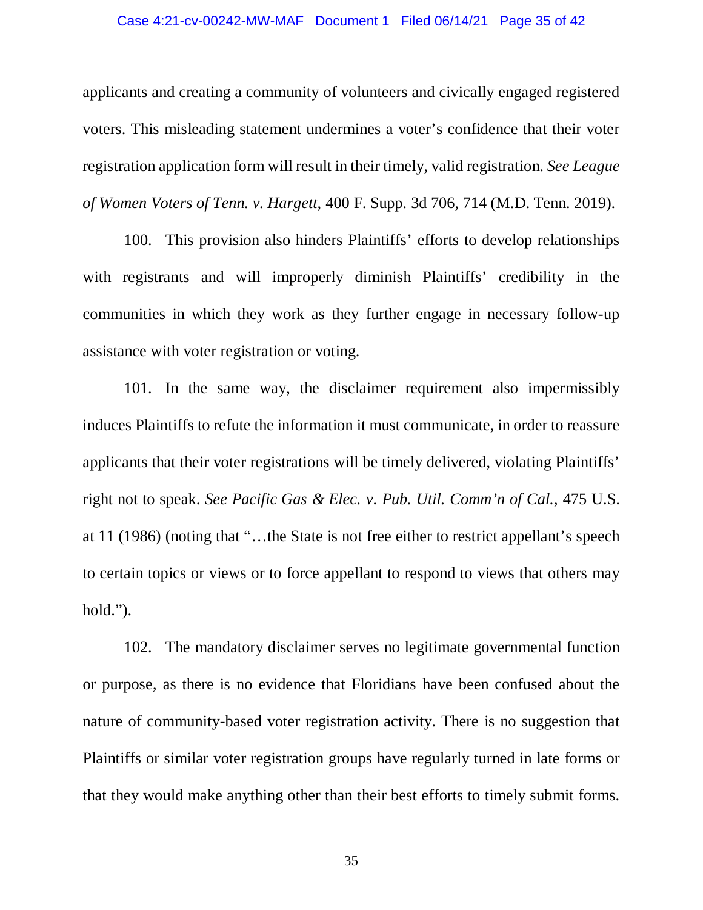applicants and creating a community of volunteers and civically engaged registered voters. This misleading statement undermines a voter's confidence that their voter registration application form will result in their timely, valid registration. *See League of Women Voters of Tenn. v. Hargett*, 400 F. Supp. 3d 706, 714 (M.D. Tenn. 2019).

100. This provision also hinders Plaintiffs' efforts to develop relationships with registrants and will improperly diminish Plaintiffs' credibility in the communities in which they work as they further engage in necessary follow-up assistance with voter registration or voting.

101. In the same way, the disclaimer requirement also impermissibly induces Plaintiffs to refute the information it must communicate, in order to reassure applicants that their voter registrations will be timely delivered, violating Plaintiffs' right not to speak. *See Pacific Gas & Elec. v. Pub. Util. Comm'n of Cal.,* 475 U.S. at 11 (1986) (noting that "…the State is not free either to restrict appellant's speech to certain topics or views or to force appellant to respond to views that others may hold.").

102. The mandatory disclaimer serves no legitimate governmental function or purpose, as there is no evidence that Floridians have been confused about the nature of community-based voter registration activity. There is no suggestion that Plaintiffs or similar voter registration groups have regularly turned in late forms or that they would make anything other than their best efforts to timely submit forms.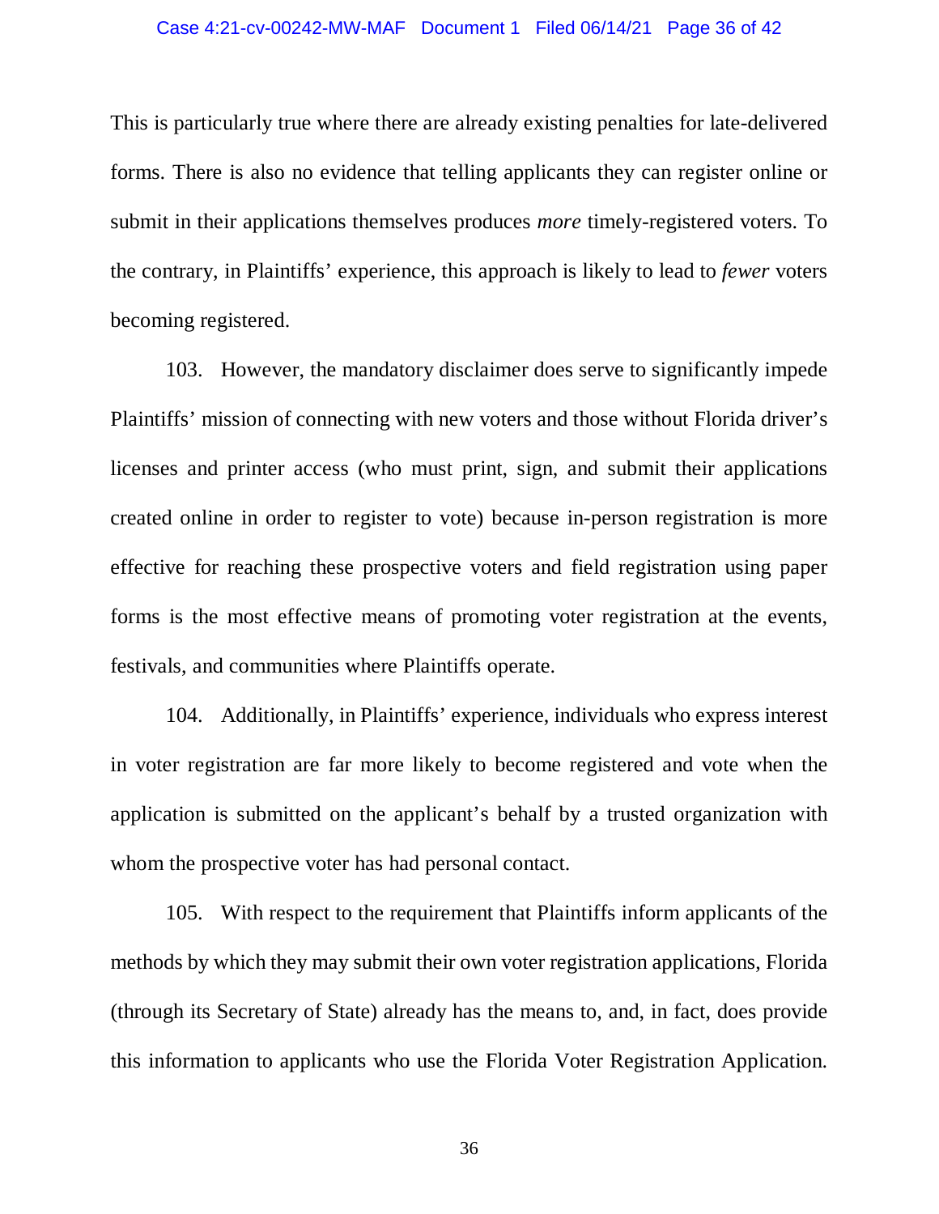This is particularly true where there are already existing penalties for late-delivered forms. There is also no evidence that telling applicants they can register online or submit in their applications themselves produces *more* timely-registered voters. To the contrary, in Plaintiffs' experience, this approach is likely to lead to *fewer* voters becoming registered.

103. However, the mandatory disclaimer does serve to significantly impede Plaintiffs' mission of connecting with new voters and those without Florida driver's licenses and printer access (who must print, sign, and submit their applications created online in order to register to vote) because in-person registration is more effective for reaching these prospective voters and field registration using paper forms is the most effective means of promoting voter registration at the events, festivals, and communities where Plaintiffs operate.

104. Additionally, in Plaintiffs' experience, individuals who express interest in voter registration are far more likely to become registered and vote when the application is submitted on the applicant's behalf by a trusted organization with whom the prospective voter has had personal contact.

105. With respect to the requirement that Plaintiffs inform applicants of the methods by which they may submit their own voter registration applications, Florida (through its Secretary of State) already has the means to, and, in fact, does provide this information to applicants who use the Florida Voter Registration Application.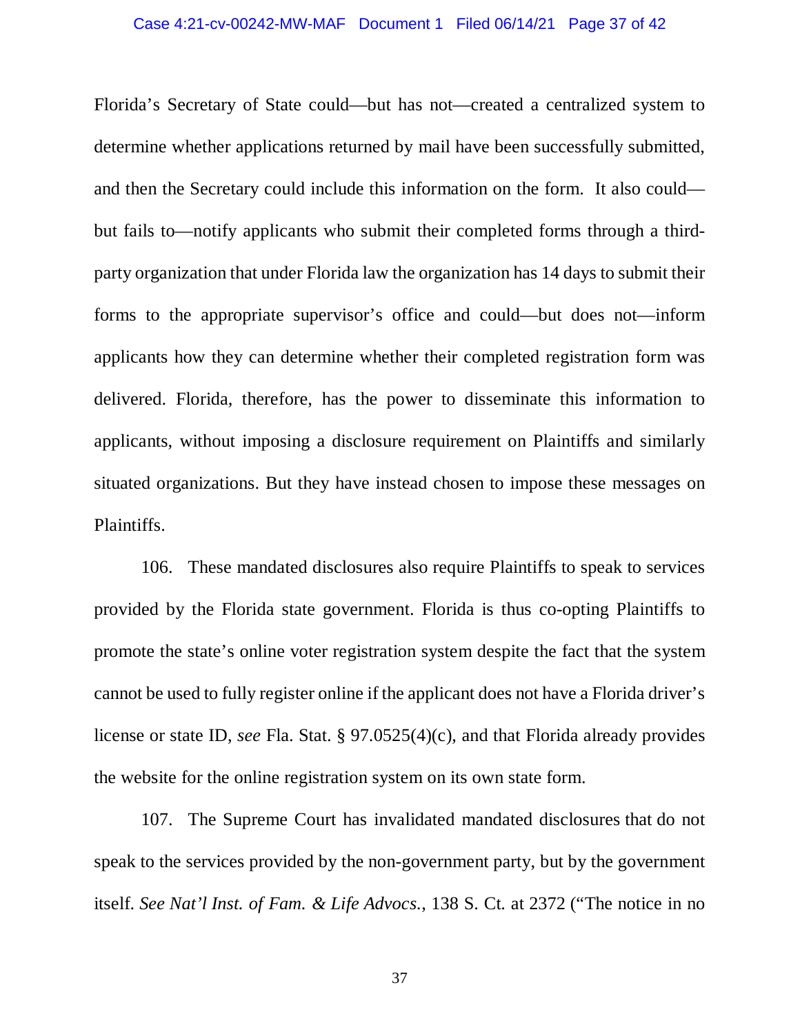Florida's Secretary of State could—but has not—created a centralized system to determine whether applications returned by mail have been successfully submitted, and then the Secretary could include this information on the form. It also could—but fails to—notify applicants who submit their completed forms through a third-party organization that under Florida law the organization has 14 days to submit their forms to the appropriate supervisor's office and could—but does not—inform applicants how they can determine whether their completed registration form was delivered. Florida, therefore, has the power to disseminate this information to applicants, without imposing a disclosure requirement on Plaintiffs and similarly situated organizations. But they have instead chosen to impose these messages on Plaintiffs.

106. These mandated disclosures also require Plaintiffs to speak to services provided by the Florida state government. Florida is thus co-opting Plaintiffs to promote the state's online voter registration system despite the fact that the system cannot be used to fully register online if the applicant does not have a Florida driver's license or state ID, *see* Fla. Stat. § 97.0525(4)(c), and that Florida already provides the website for the online registration system on its own state form.

107. The Supreme Court has invalidated mandated disclosures that do not speak to the services provided by the non-government party, but by the government itself. *See Nat'l Inst. of Fam. & Life Advocs.*, 138 S. Ct. at 2372 ("The notice in no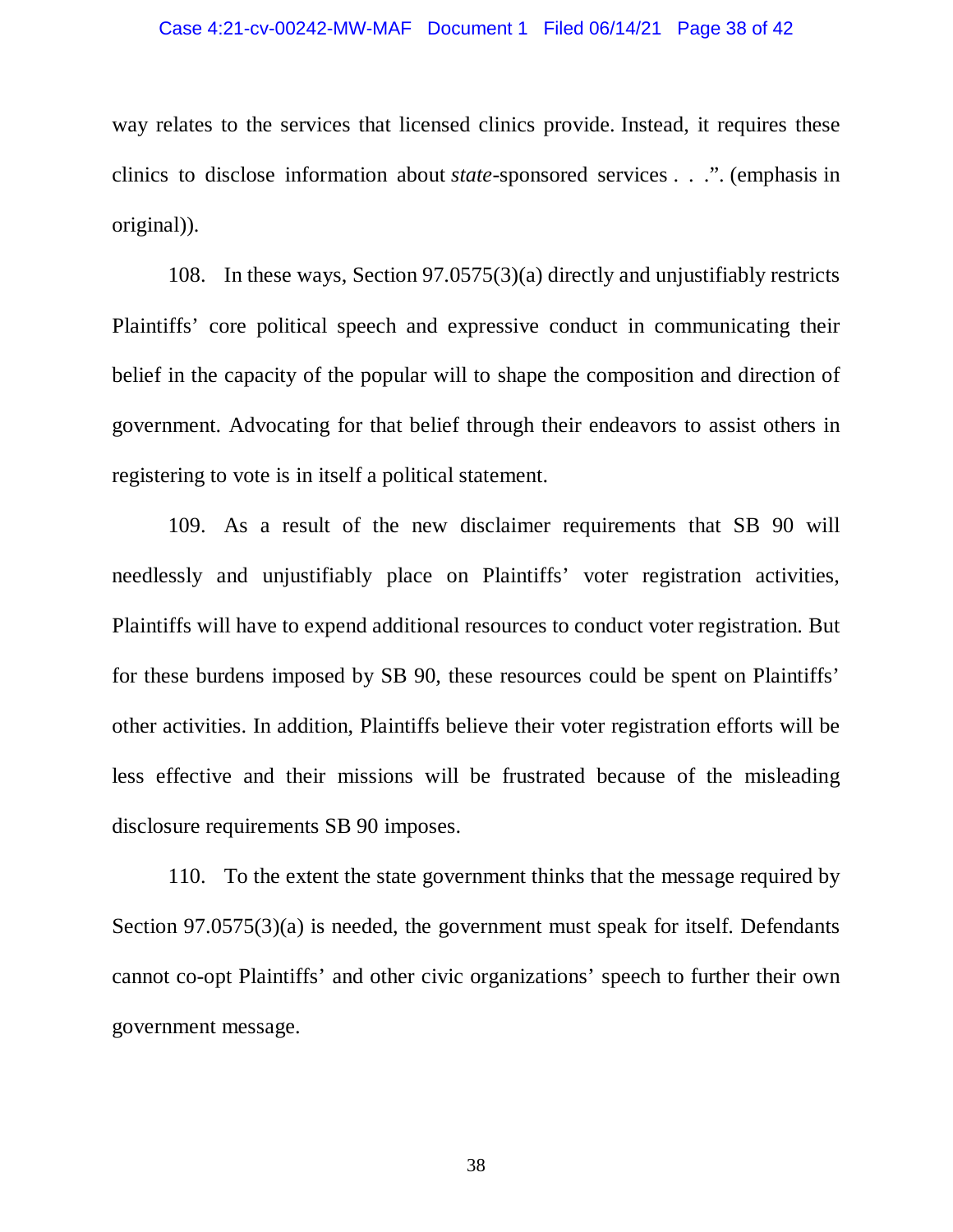way relates to the services that licensed clinics provide. Instead, it requires these clinics to disclose information about *state*-sponsored services . . .". (emphasis in original)).

108. In these ways, Section 97.0575(3)(a) directly and unjustifiably restricts Plaintiffs' core political speech and expressive conduct in communicating their belief in the capacity of the popular will to shape the composition and direction of government. Advocating for that belief through their endeavors to assist others in registering to vote is in itself a political statement.

109. As a result of the new disclaimer requirements that SB 90 will needlessly and unjustifiably place on Plaintiffs' voter registration activities, Plaintiffs will have to expend additional resources to conduct voter registration. But for these burdens imposed by SB 90, these resources could be spent on Plaintiffs' other activities. In addition, Plaintiffs believe their voter registration efforts will be less effective and their missions will be frustrated because of the misleading disclosure requirements SB 90 imposes.

110. To the extent the state government thinks that the message required by Section 97.0575(3)(a) is needed, the government must speak for itself. Defendants cannot co-opt Plaintiffs' and other civic organizations' speech to further their own government message.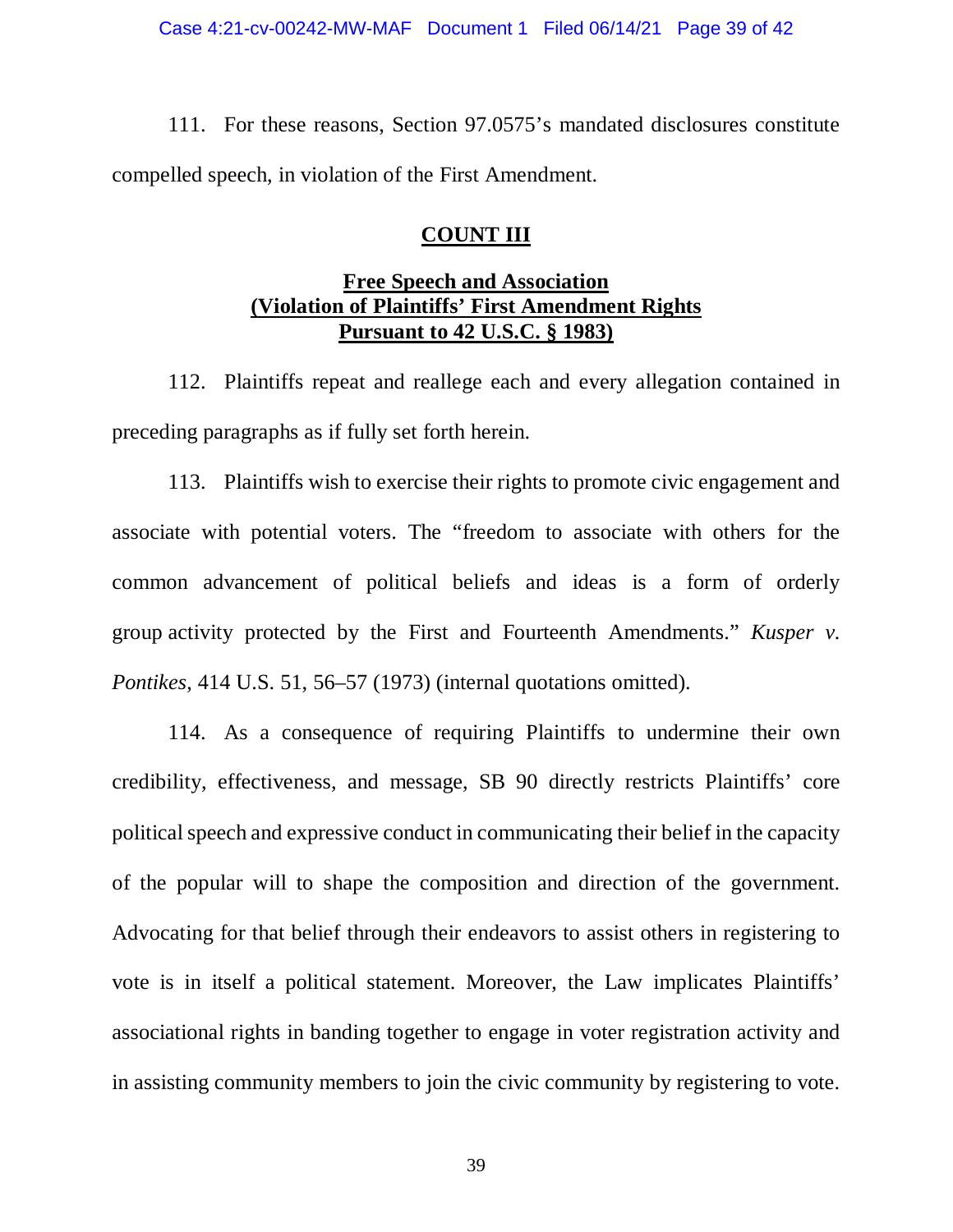111. For these reasons, Section 97.0575's mandated disclosures constitute compelled speech, in violation of the First Amendment.

## COUNT III

### Free Speech and Association (Violation of Plaintiffs' First Amendment Rights Pursuant to 42 U.S.C. § 1983)

112. Plaintiffs repeat and reallege each and every allegation contained in preceding paragraphs as if fully set forth herein.

113. Plaintiffs wish to exercise their rights to promote civic engagement and associate with potential voters. The "freedom to associate with others for the common advancement of political beliefs and ideas is a form of orderly group activity protected by the First and Fourteenth Amendments." *Kusper v. Pontikes*, 414 U.S. 51, 56–57 (1973) (internal quotations omitted).

114. As a consequence of requiring Plaintiffs to undermine their own credibility, effectiveness, and message, SB 90 directly restricts Plaintiffs' core political speech and expressive conduct in communicating their belief in the capacity of the popular will to shape the composition and direction of the government. Advocating for that belief through their endeavors to assist others in registering to vote is in itself a political statement. Moreover, the Law implicates Plaintiffs' associational rights in banding together to engage in voter registration activity and in assisting community members to join the civic community by registering to vote.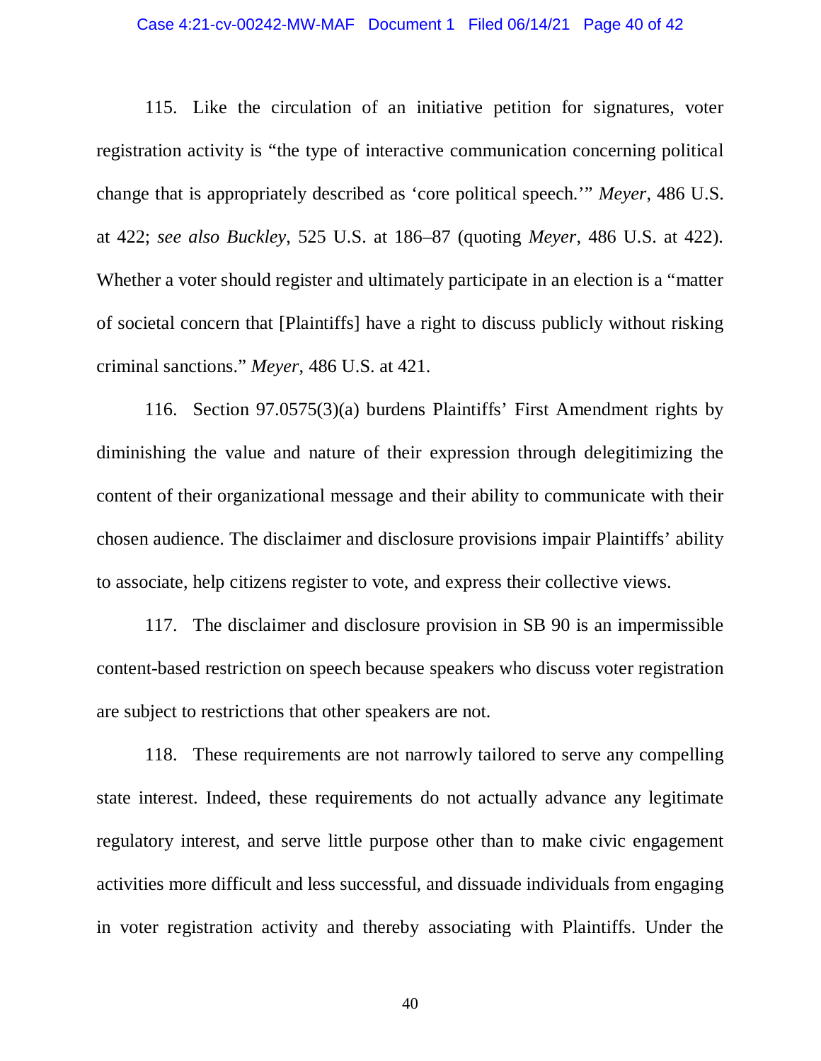115. Like the circulation of an initiative petition for signatures, voter registration activity is "the type of interactive communication concerning political change that is appropriately described as 'core political speech.'" *Meyer*, 486 U.S. at 422; *see also Buckley*, 525 U.S. at 186–87 (quoting *Meyer*, 486 U.S. at 422). Whether a voter should register and ultimately participate in an election is a "matter of societal concern that [Plaintiffs] have a right to discuss publicly without risking criminal sanctions." *Meyer*, 486 U.S. at 421.

116. Section 97.0575(3)(a) burdens Plaintiffs' First Amendment rights by diminishing the value and nature of their expression through delegitimizing the content of their organizational message and their ability to communicate with their chosen audience. The disclaimer and disclosure provisions impair Plaintiffs' ability to associate, help citizens register to vote, and express their collective views.

117. The disclaimer and disclosure provision in SB 90 is an impermissible content-based restriction on speech because speakers who discuss voter registration are subject to restrictions that other speakers are not.

118. These requirements are not narrowly tailored to serve any compelling state interest. Indeed, these requirements do not actually advance any legitimate regulatory interest, and serve little purpose other than to make civic engagement activities more difficult and less successful, and dissuade individuals from engaging in voter registration activity and thereby associating with Plaintiffs. Under the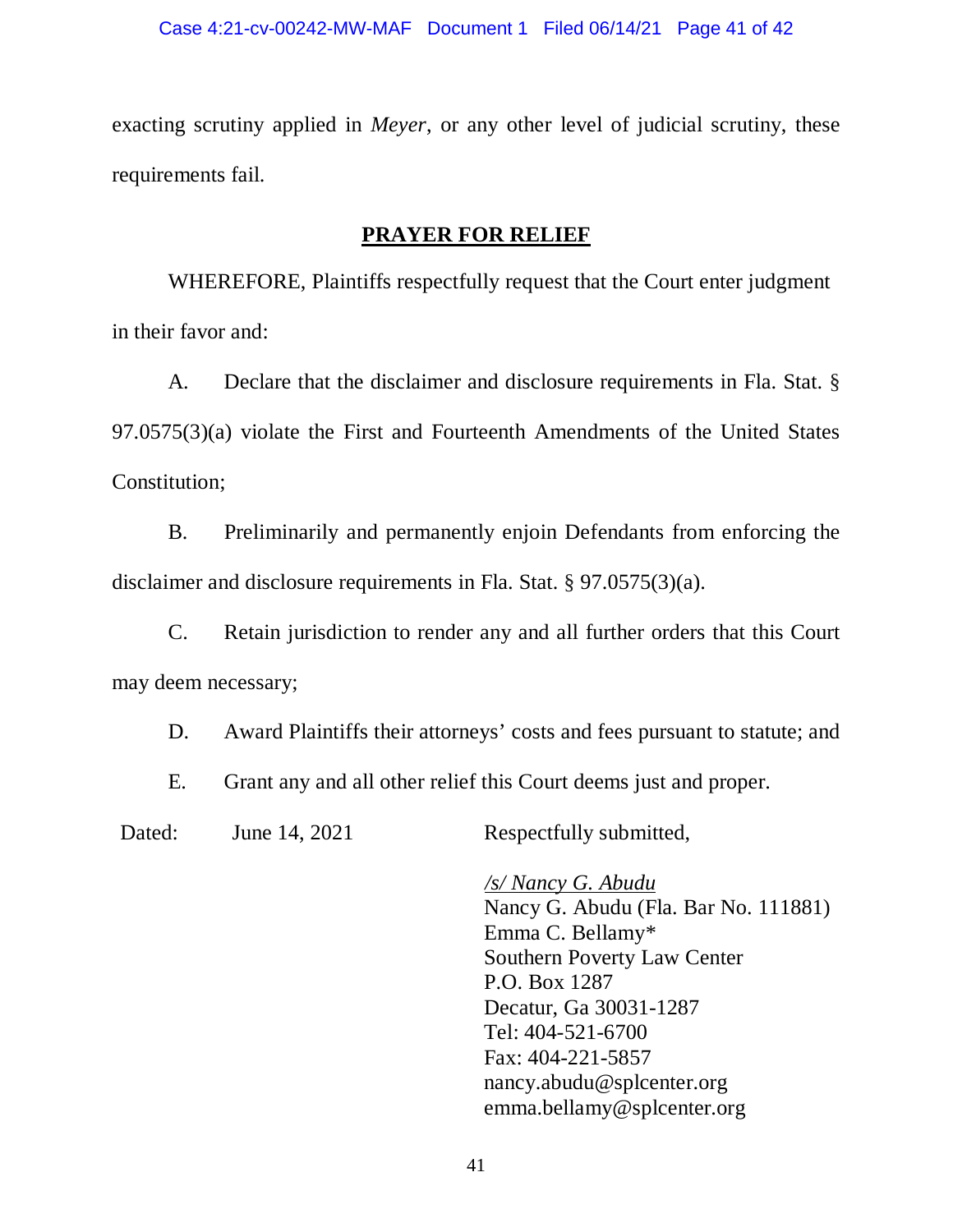exacting scrutiny applied in *Meyer*, or any other level of judicial scrutiny, these requirements fail.

## **PRAYER FOR RELIEF**

WHEREFORE, Plaintiffs respectfully request that the Court enter judgment in their favor and:

A. Declare that the disclaimer and disclosure requirements in Fla. Stat. § 97.0575(3)(a) violate the First and Fourteenth Amendments of the United States Constitution;

B. Preliminarily and permanently enjoin Defendants from enforcing the disclaimer and disclosure requirements in Fla. Stat. § 97.0575(3)(a).

C. Retain jurisdiction to render any and all further orders that this Court may deem necessary;

D. Award Plaintiffs their attorneys' costs and fees pursuant to statute; and

E. Grant any and all other relief this Court deems just and proper.

Dated: June 14, 2021

Respectfully submitted,

*/s/ Nancy G. Abudu*
Nancy G. Abudu (Fla. Bar No. 111881)
Emma C. Bellamy*
Southern Poverty Law Center
P.O. Box 1287
Decatur, Ga 30031-1287
Tel: 404-521-6700
Fax: 404-221-5857
nancy.abudu@splcenter.org
emma.bellamy@splcenter.org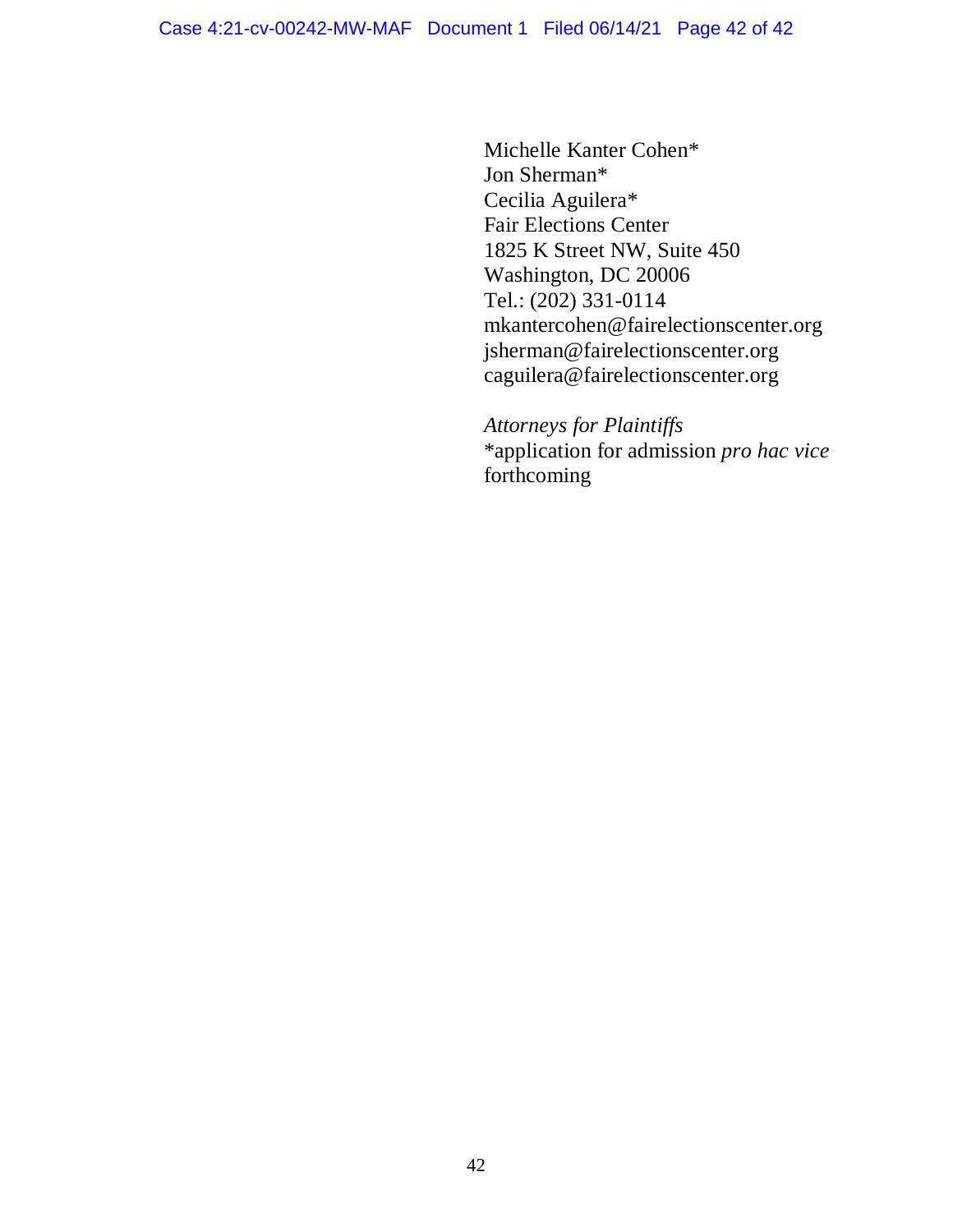Michelle Kanter Cohen*  
Jon Sherman*  
Cecilia Aguilera*  
Fair Elections Center  
1825 K Street NW, Suite 450  
Washington, DC 20006  
Tel.: (202) 331-0114  
mkantercohen@fairelectionscenter.org  
jsherman@fairelectionscenter.org  
caguilera@fairelectionscenter.org

*Attorneys for Plaintiffs*  
*application for admission *pro hac vice* forthcoming